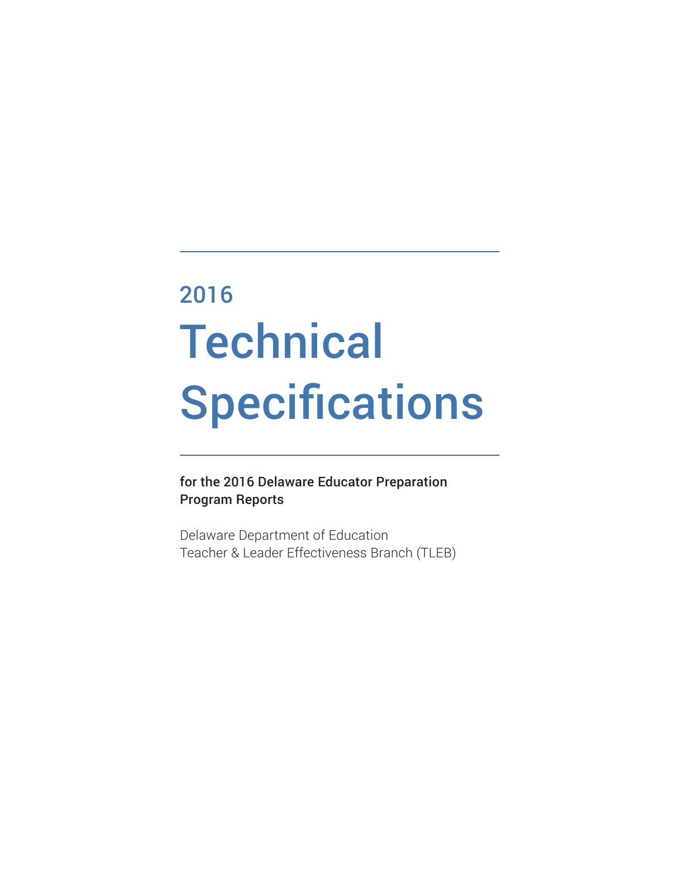# 2016 Technical Specifications

**for the 2016 Delaware Educator Preparation Program Reports**

Delaware Department of Education
Teacher & Leader Effectiveness Branch (TLEB)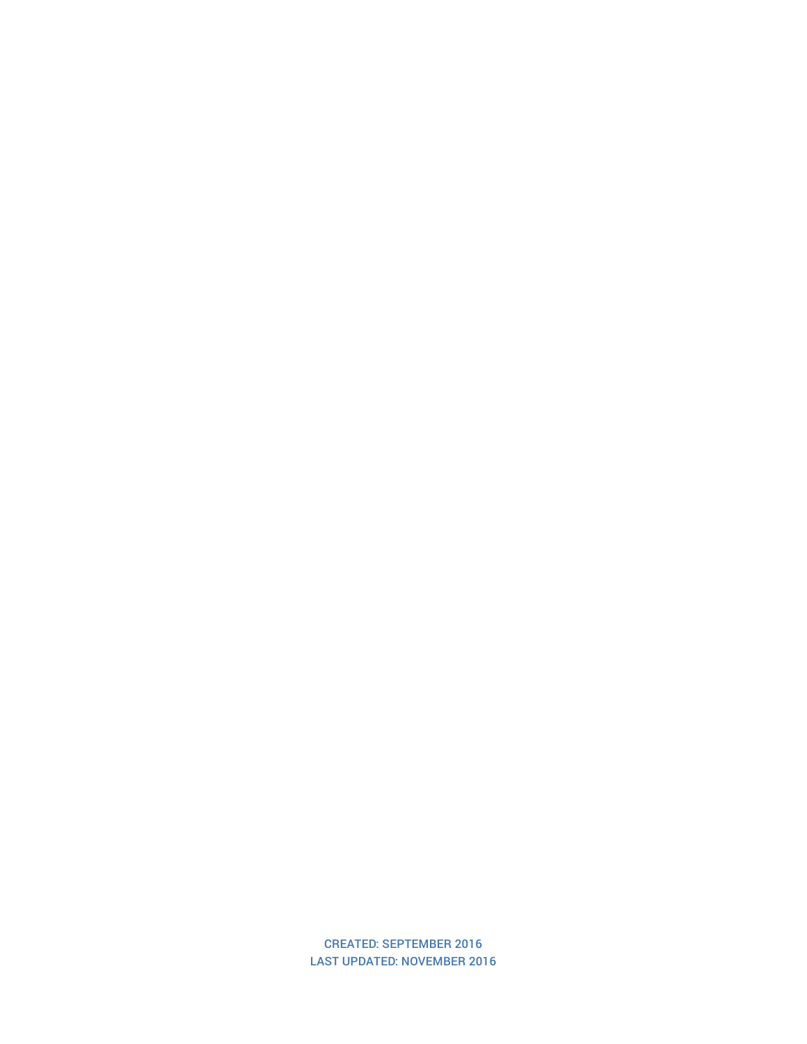CREATED: SEPTEMBER 2016
LAST UPDATED: NOVEMBER 2016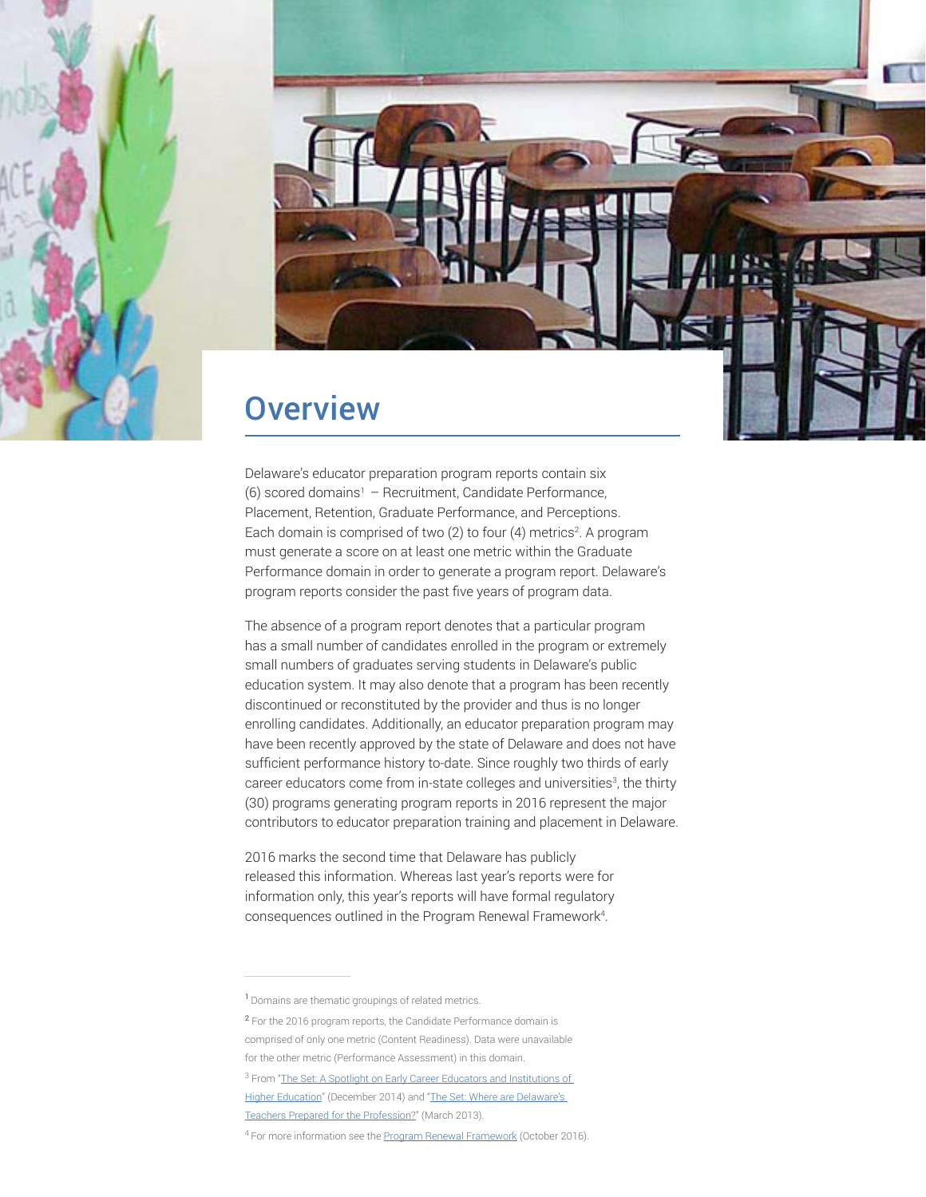# Overview

Delaware's educator preparation program reports contain six (6) scored domains[1] – Recruitment, Candidate Performance, Placement, Retention, Graduate Performance, and Perceptions. Each domain is comprised of two (2) to four (4) metrics[2]. A program must generate a score on at least one metric within the Graduate Performance domain in order to generate a program report. Delaware's program reports consider the past five years of program data.

The absence of a program report denotes that a particular program has a small number of candidates enrolled in the program or extremely small numbers of graduates serving students in Delaware's public education system. It may also denote that a program has been recently discontinued or reconstituted by the provider and thus is no longer enrolling candidates. Additionally, an educator preparation program may have been recently approved by the state of Delaware and does not have sufficient performance history to-date. Since roughly two thirds of early career educators come from in-state colleges and universities[3], the thirty (30) programs generating program reports in 2016 represent the major contributors to educator preparation training and placement in Delaware.

2016 marks the second time that Delaware has publicly released this information. Whereas last year's reports were for information only, this year's reports will have formal regulatory consequences outlined in the Program Renewal Framework[4].

---

[1] Domains are thematic groupings of related metrics.

[2] For the 2016 program reports, the Candidate Performance domain is comprised of only one metric (Content Readiness). Data were unavailable for the other metric (Performance Assessment) in this domain.

[3] From "The Set: A Spotlight on Early Career Educators and Institutions of Higher Education" (December 2014) and "The Set: Where are Delaware's Teachers Prepared for the Profession?" (March 2013).

[4] For more information see the Program Renewal Framework (October 2016).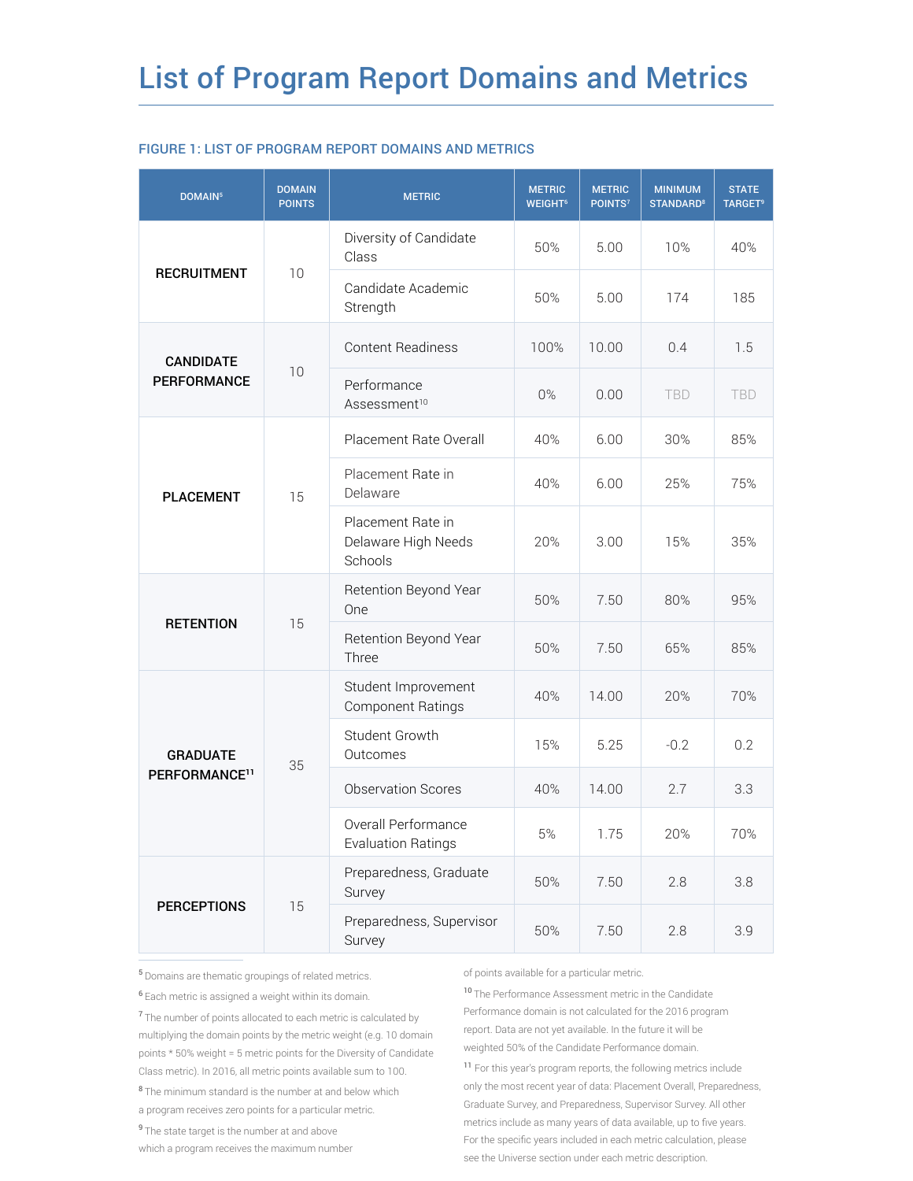# List of Program Report Domains and Metrics

### FIGURE 1: LIST OF PROGRAM REPORT DOMAINS AND METRICS

| DOMAIN[5] | DOMAIN POINTS | METRIC | METRIC WEIGHT[6] | METRIC POINTS[7] | MINIMUM STANDARD[8] | STATE TARGET[9] |
|---|---|---|---|---|---|---|
| **RECRUITMENT** | 10 | Diversity of Candidate Class | 50% | 5.00 | 10% | 40% |
| | | Candidate Academic Strength | 50% | 5.00 | 174 | 185 |
| **CANDIDATE PERFORMANCE** | 10 | Content Readiness | 100% | 10.00 | 0.4 | 1.5 |
| | | Performance Assessment[10] | 0% | 0.00 | TBD | TBD |
| **PLACEMENT** | 15 | Placement Rate Overall | 40% | 6.00 | 30% | 85% |
| | | Placement Rate in Delaware | 40% | 6.00 | 25% | 75% |
| | | Placement Rate in Delaware High Needs Schools | 20% | 3.00 | 15% | 35% |
| **RETENTION** | 15 | Retention Beyond Year One | 50% | 7.50 | 80% | 95% |
| | | Retention Beyond Year Three | 50% | 7.50 | 65% | 85% |
| **GRADUATE PERFORMANCE[11]** | 35 | Student Improvement Component Ratings | 40% | 14.00 | 20% | 70% |
| | | Student Growth Outcomes | 15% | 5.25 | -0.2 | 0.2 |
| | | Observation Scores | 40% | 14.00 | 2.7 | 3.3 |
| | | Overall Performance Evaluation Ratings | 5% | 1.75 | 20% | 70% |
| **PERCEPTIONS** | 15 | Preparedness, Graduate Survey | 50% | 7.50 | 2.8 | 3.8 |
| | | Preparedness, Supervisor Survey | 50% | 7.50 | 2.8 | 3.9 |

[5] Domains are thematic groupings of related metrics.

[6] Each metric is assigned a weight within its domain.

[7] The number of points allocated to each metric is calculated by multiplying the domain points by the metric weight (e.g. 10 domain points * 50% weight = 5 metric points for the Diversity of Candidate Class metric). In 2016, all metric points available sum to 100.

[8] The minimum standard is the number at and below which a program receives zero points for a particular metric.

[9] The state target is the number at and above which a program receives the maximum number of points available for a particular metric.

[10] The Performance Assessment metric in the Candidate Performance domain is not calculated for the 2016 program report. Data are not yet available. In the future it will be weighted 50% of the Candidate Performance domain.

[11] For this year's program reports, the following metrics include only the most recent year of data: Placement Overall, Preparedness, Graduate Survey, and Preparedness, Supervisor Survey. All other metrics include as many years of data available, up to five years. For the specific years included in each metric calculation, please see the Universe section under each metric description.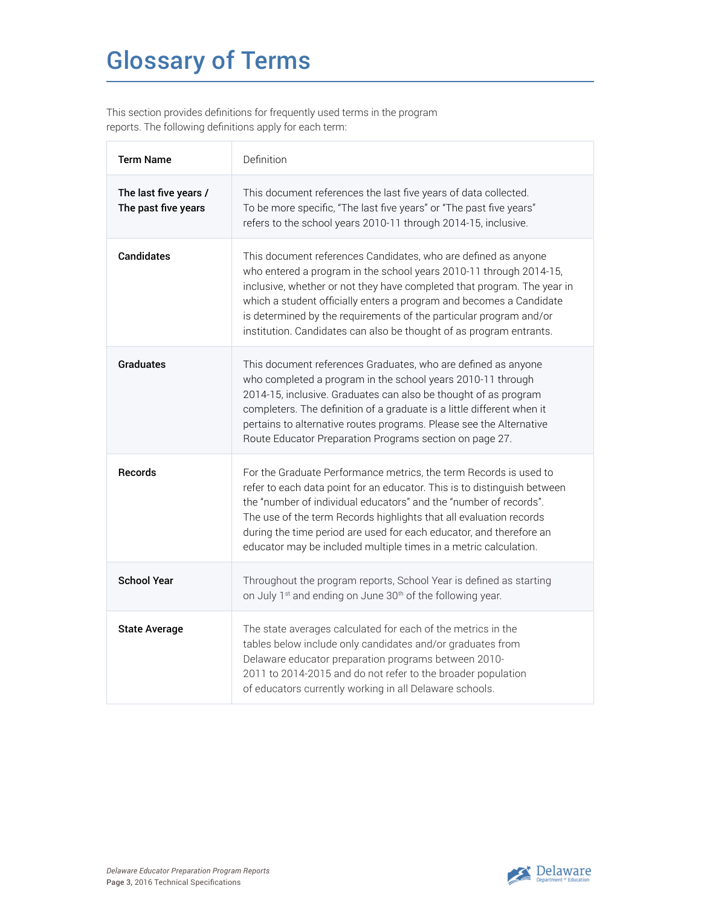# Glossary of Terms

This section provides definitions for frequently used terms in the program reports. The following definitions apply for each term:

| Term Name | Definition |
|---|---|
| **The last five years / The past five years** | This document references the last five years of data collected. To be more specific, "The last five years" or "The past five years" refers to the school years 2010-11 through 2014-15, inclusive. |
| **Candidates** | This document references Candidates, who are defined as anyone who entered a program in the school years 2010-11 through 2014-15, inclusive, whether or not they have completed that program. The year in which a student officially enters a program and becomes a Candidate is determined by the requirements of the particular program and/or institution. Candidates can also be thought of as program entrants. |
| **Graduates** | This document references Graduates, who are defined as anyone who completed a program in the school years 2010-11 through 2014-15, inclusive. Graduates can also be thought of as program completers. The definition of a graduate is a little different when it pertains to alternative routes programs. Please see the Alternative Route Educator Preparation Programs section on page 27. |
| **Records** | For the Graduate Performance metrics, the term Records is used to refer to each data point for an educator. This is to distinguish between the "number of individual educators" and the "number of records". The use of the term Records highlights that all evaluation records during the time period are used for each educator, and therefore an educator may be included multiple times in a metric calculation. |
| **School Year** | Throughout the program reports, School Year is defined as starting on July 1st and ending on June 30th of the following year. |
| **State Average** | The state averages calculated for each of the metrics in the tables below include only candidates and/or graduates from Delaware educator preparation programs between 2010-2011 to 2014-2015 and do not refer to the broader population of educators currently working in all Delaware schools. |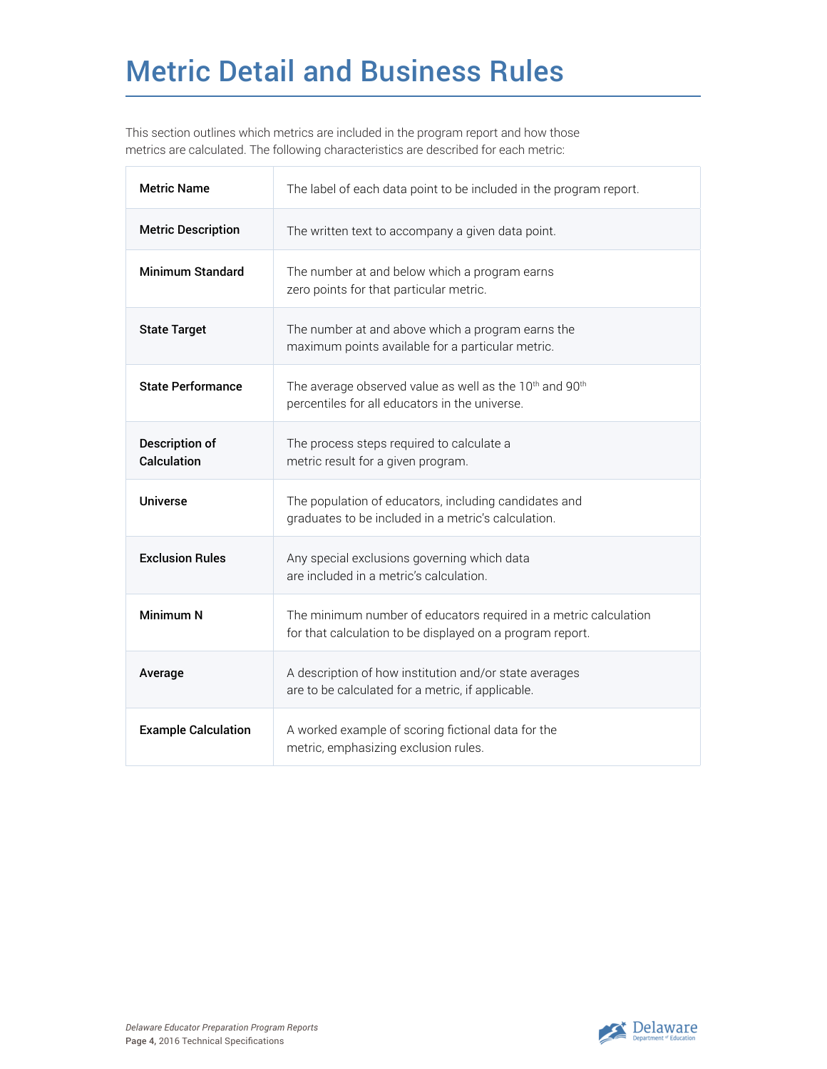# Metric Detail and Business Rules

This section outlines which metrics are included in the program report and how those metrics are calculated. The following characteristics are described for each metric:

| | |
|---|---|
| **Metric Name** | The label of each data point to be included in the program report. |
| **Metric Description** | The written text to accompany a given data point. |
| **Minimum Standard** | The number at and below which a program earns zero points for that particular metric. |
| **State Target** | The number at and above which a program earns the maximum points available for a particular metric. |
| **State Performance** | The average observed value as well as the 10th and 90th percentiles for all educators in the universe. |
| **Description of Calculation** | The process steps required to calculate a metric result for a given program. |
| **Universe** | The population of educators, including candidates and graduates to be included in a metric's calculation. |
| **Exclusion Rules** | Any special exclusions governing which data are included in a metric's calculation. |
| **Minimum N** | The minimum number of educators required in a metric calculation for that calculation to be displayed on a program report. |
| **Average** | A description of how institution and/or state averages are to be calculated for a metric, if applicable. |
| **Example Calculation** | A worked example of scoring fictional data for the metric, emphasizing exclusion rules. |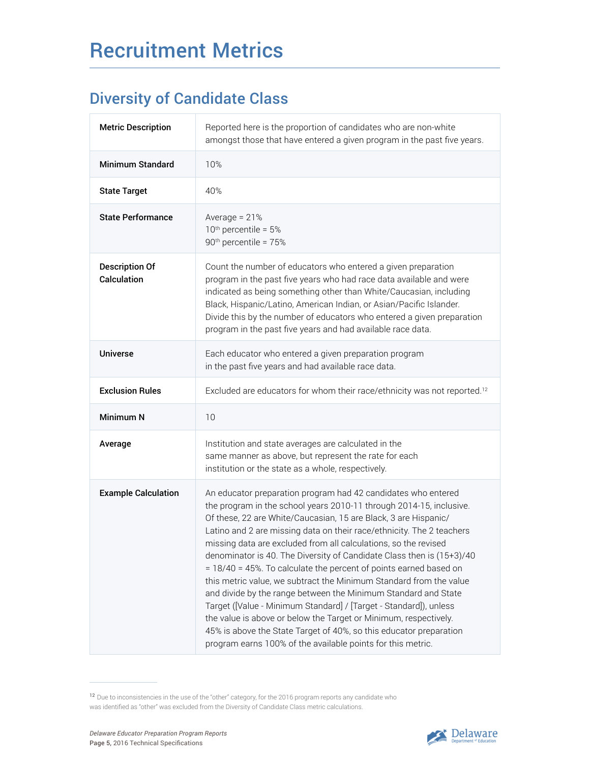# Recruitment Metrics

## Diversity of Candidate Class

| | |
|---|---|
| **Metric Description** | Reported here is the proportion of candidates who are non-white amongst those that have entered a given program in the past five years. |
| **Minimum Standard** | 10% |
| **State Target** | 40% |
| **State Performance** | Average = 21%<br>10th percentile = 5%<br>90th percentile = 75% |
| **Description Of Calculation** | Count the number of educators who entered a given preparation program in the past five years who had race data available and were indicated as being something other than White/Caucasian, including Black, Hispanic/Latino, American Indian, or Asian/Pacific Islander. Divide this by the number of educators who entered a given preparation program in the past five years and had available race data. |
| **Universe** | Each educator who entered a given preparation program in the past five years and had available race data. |
| **Exclusion Rules** | Excluded are educators for whom their race/ethnicity was not reported.[12] |
| **Minimum N** | 10 |
| **Average** | Institution and state averages are calculated in the same manner as above, but represent the rate for each institution or the state as a whole, respectively. |
| **Example Calculation** | An educator preparation program had 42 candidates who entered the program in the school years 2010-11 through 2014-15, inclusive. Of these, 22 are White/Caucasian, 15 are Black, 3 are Hispanic/Latino and 2 are missing data on their race/ethnicity. The 2 teachers missing data are excluded from all calculations, so the revised denominator is 40. The Diversity of Candidate Class then is (15+3)/40 = 18/40 = 45%. To calculate the percent of points earned based on this metric value, we subtract the Minimum Standard from the value and divide by the range between the Minimum Standard and State Target ([Value - Minimum Standard] / [Target - Standard]), unless the value is above or below the Target or Minimum, respectively. 45% is above the State Target of 40%, so this educator preparation program earns 100% of the available points for this metric. |

[12] Due to inconsistencies in the use of the "other" category, for the 2016 program reports any candidate who was identified as "other" was excluded from the Diversity of Candidate Class metric calculations.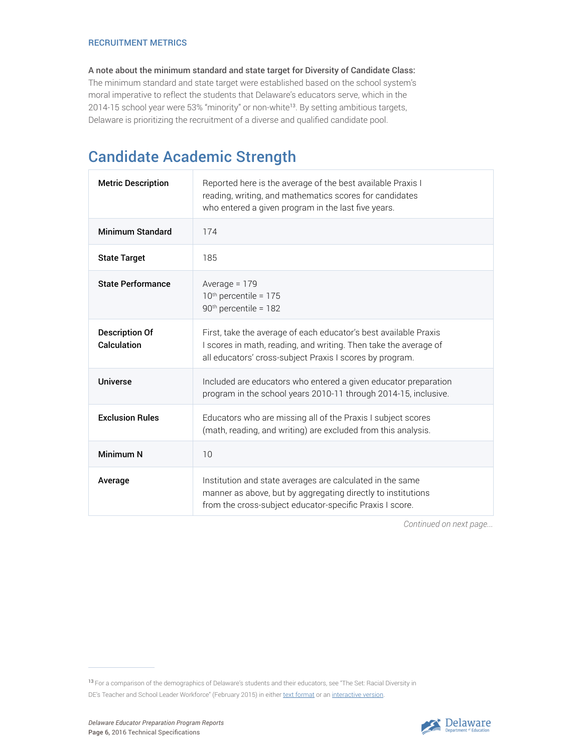RECRUITMENT METRICS

**A note about the minimum standard and state target for Diversity of Candidate Class:** The minimum standard and state target were established based on the school system's moral imperative to reflect the students that Delaware's educators serve, which in the 2014-15 school year were 53% "minority" or non-white[13]. By setting ambitious targets, Delaware is prioritizing the recruitment of a diverse and qualified candidate pool.

## Candidate Academic Strength

| | |
|---|---|
| **Metric Description** | Reported here is the average of the best available Praxis I reading, writing, and mathematics scores for candidates who entered a given program in the last five years. |
| **Minimum Standard** | 174 |
| **State Target** | 185 |
| **State Performance** | Average = 179<br>10th percentile = 175<br>90th percentile = 182 |
| **Description Of Calculation** | First, take the average of each educator's best available Praxis I scores in math, reading, and writing. Then take the average of all educators' cross-subject Praxis I scores by program. |
| **Universe** | Included are educators who entered a given educator preparation program in the school years 2010-11 through 2014-15, inclusive. |
| **Exclusion Rules** | Educators who are missing all of the Praxis I subject scores (math, reading, and writing) are excluded from this analysis. |
| **Minimum N** | 10 |
| **Average** | Institution and state averages are calculated in the same manner as above, but by aggregating directly to institutions from the cross-subject educator-specific Praxis I score. |

*Continued on next page...*

[13] For a comparison of the demographics of Delaware's students and their educators, see "The Set: Racial Diversity in DE's Teacher and School Leader Workforce" (February 2015) in either text format or an interactive version.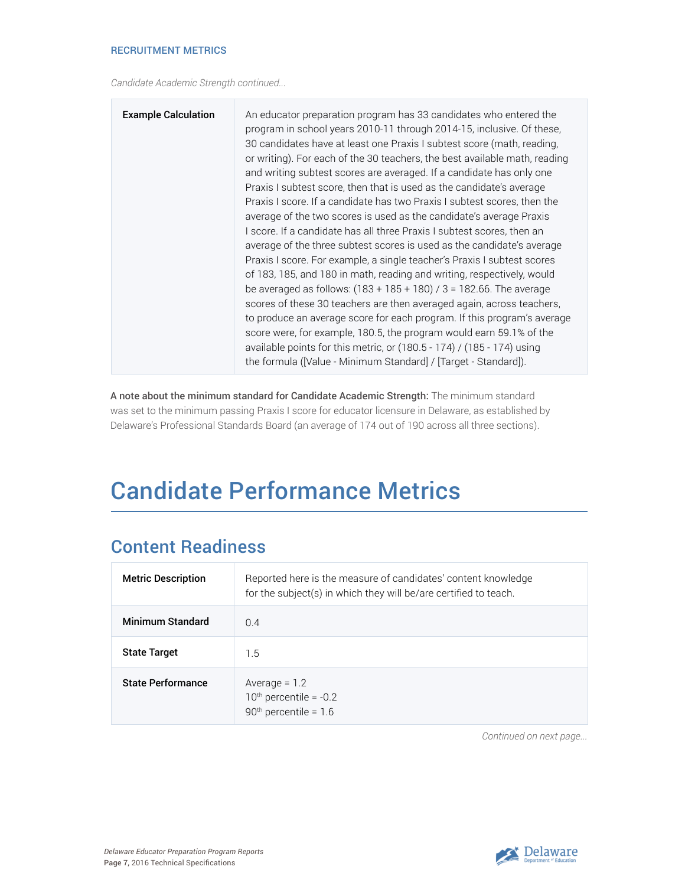RECRUITMENT METRICS

*Candidate Academic Strength continued...*

| | |
|---|---|
| **Example Calculation** | An educator preparation program has 33 candidates who entered the program in school years 2010-11 through 2014-15, inclusive. Of these, 30 candidates have at least one Praxis I subtest score (math, reading, or writing). For each of the 30 teachers, the best available math, reading and writing subtest scores are averaged. If a candidate has only one Praxis I subtest score, then that is used as the candidate's average Praxis I score. If a candidate has two Praxis I subtest scores, then the average of the two scores is used as the candidate's average Praxis I score. If a candidate has all three Praxis I subtest scores, then an average of the three subtest scores is used as the candidate's average Praxis I score. For example, a single teacher's Praxis I subtest scores of 183, 185, and 180 in math, reading and writing, respectively, would be averaged as follows: (183 + 185 + 180) / 3 = 182.66. The average scores of these 30 teachers are then averaged again, across teachers, to produce an average score for each program. If this program's average score were, for example, 180.5, the program would earn 59.1% of the available points for this metric, or (180.5 - 174) / (185 - 174) using the formula ([Value - Minimum Standard] / [Target - Standard]). |

**A note about the minimum standard for Candidate Academic Strength:** The minimum standard was set to the minimum passing Praxis I score for educator licensure in Delaware, as established by Delaware's Professional Standards Board (an average of 174 out of 190 across all three sections).

# Candidate Performance Metrics

## Content Readiness

| | |
|---|---|
| **Metric Description** | Reported here is the measure of candidates' content knowledge for the subject(s) in which they will be/are certified to teach. |
| **Minimum Standard** | 0.4 |
| **State Target** | 1.5 |
| **State Performance** | Average = 1.2<br>10th percentile = -0.2<br>90th percentile = 1.6 |

*Continued on next page...*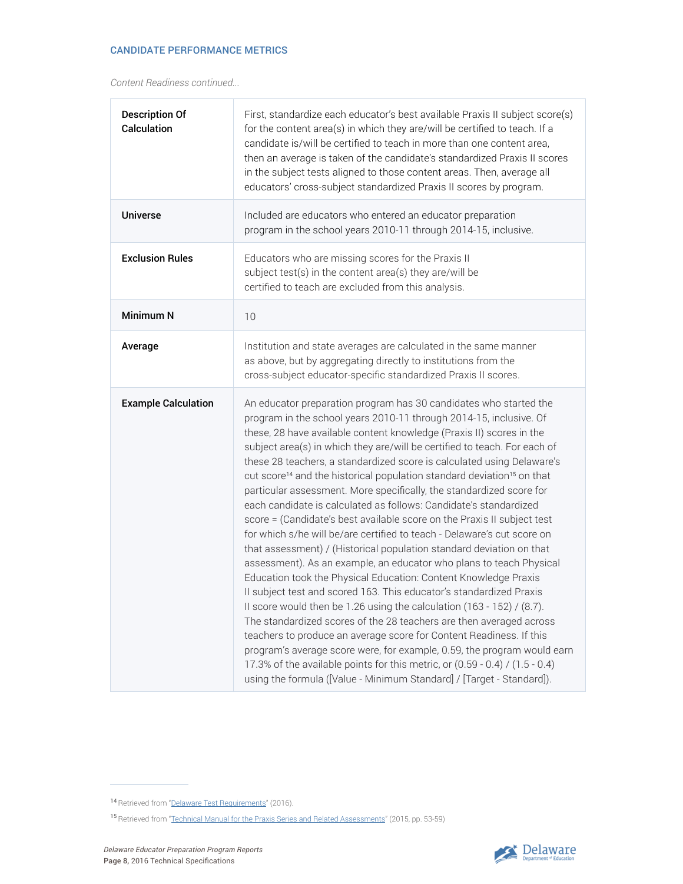CANDIDATE PERFORMANCE METRICS

*Content Readiness continued...*

| | |
|---|---|
| **Description Of Calculation** | First, standardize each educator's best available Praxis II subject score(s) for the content area(s) in which they are/will be certified to teach. If a candidate is/will be certified to teach in more than one content area, then an average is taken of the candidate's standardized Praxis II scores in the subject tests aligned to those content areas. Then, average all educators' cross-subject standardized Praxis II scores by program. |
| **Universe** | Included are educators who entered an educator preparation program in the school years 2010-11 through 2014-15, inclusive. |
| **Exclusion Rules** | Educators who are missing scores for the Praxis II subject test(s) in the content area(s) they are/will be certified to teach are excluded from this analysis. |
| **Minimum N** | 10 |
| **Average** | Institution and state averages are calculated in the same manner as above, but by aggregating directly to institutions from the cross-subject educator-specific standardized Praxis II scores. |
| **Example Calculation** | An educator preparation program has 30 candidates who started the program in the school years 2010-11 through 2014-15, inclusive. Of these, 28 have available content knowledge (Praxis II) scores in the subject area(s) in which they are/will be certified to teach. For each of these 28 teachers, a standardized score is calculated using Delaware's cut score[14] and the historical population standard deviation[15] on that particular assessment. More specifically, the standardized score for each candidate is calculated as follows: Candidate's standardized score = (Candidate's best available score on the Praxis II subject test for which s/he will be/are certified to teach - Delaware's cut score on that assessment) / (Historical population standard deviation on that assessment). As an example, an educator who plans to teach Physical Education took the Physical Education: Content Knowledge Praxis II subject test and scored 163. This educator's standardized Praxis II score would then be 1.26 using the calculation (163 - 152) / (8.7). The standardized scores of the 28 teachers are then averaged across teachers to produce an average score for Content Readiness. If this program's average score were, for example, 0.59, the program would earn 17.3% of the available points for this metric, or (0.59 - 0.4) / (1.5 - 0.4) using the formula ([Value - Minimum Standard] / [Target - Standard]). |

[14] Retrieved from "Delaware Test Requirements" (2016).

[15] Retrieved from "Technical Manual for the Praxis Series and Related Assessments" (2015, pp. 53-59)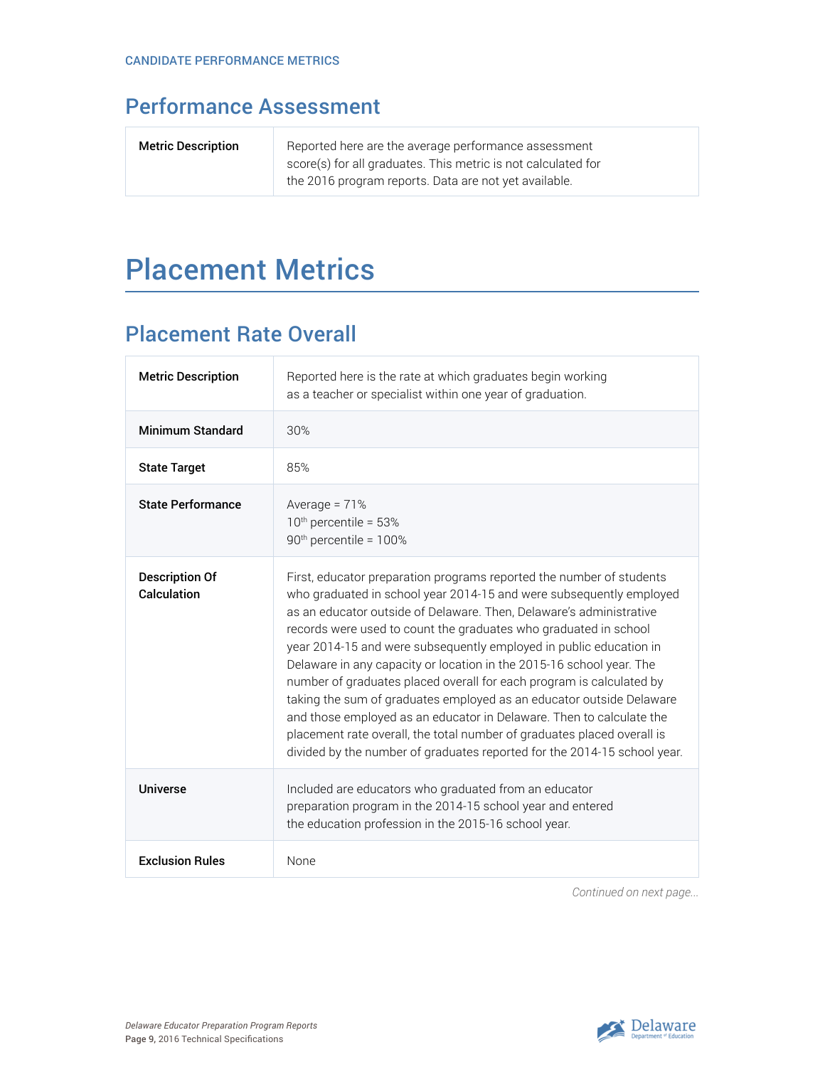## Performance Assessment

| | |
|---|---|
| **Metric Description** | Reported here are the average performance assessment score(s) for all graduates. This metric is not calculated for the 2016 program reports. Data are not yet available. |

# Placement Metrics

## Placement Rate Overall

| | |
|---|---|
| **Metric Description** | Reported here is the rate at which graduates begin working as a teacher or specialist within one year of graduation. |
| **Minimum Standard** | 30% |
| **State Target** | 85% |
| **State Performance** | Average = 71%<br>$10^{th}$ percentile = 53%<br>$90^{th}$ percentile = 100% |
| **Description Of Calculation** | First, educator preparation programs reported the number of students who graduated in school year 2014-15 and were subsequently employed as an educator outside of Delaware. Then, Delaware's administrative records were used to count the graduates who graduated in school year 2014-15 and were subsequently employed in public education in Delaware in any capacity or location in the 2015-16 school year. The number of graduates placed overall for each program is calculated by taking the sum of graduates employed as an educator outside Delaware and those employed as an educator in Delaware. Then to calculate the placement rate overall, the total number of graduates placed overall is divided by the number of graduates reported for the 2014-15 school year. |
| **Universe** | Included are educators who graduated from an educator preparation program in the 2014-15 school year and entered the education profession in the 2015-16 school year. |
| **Exclusion Rules** | None |

*Continued on next page...*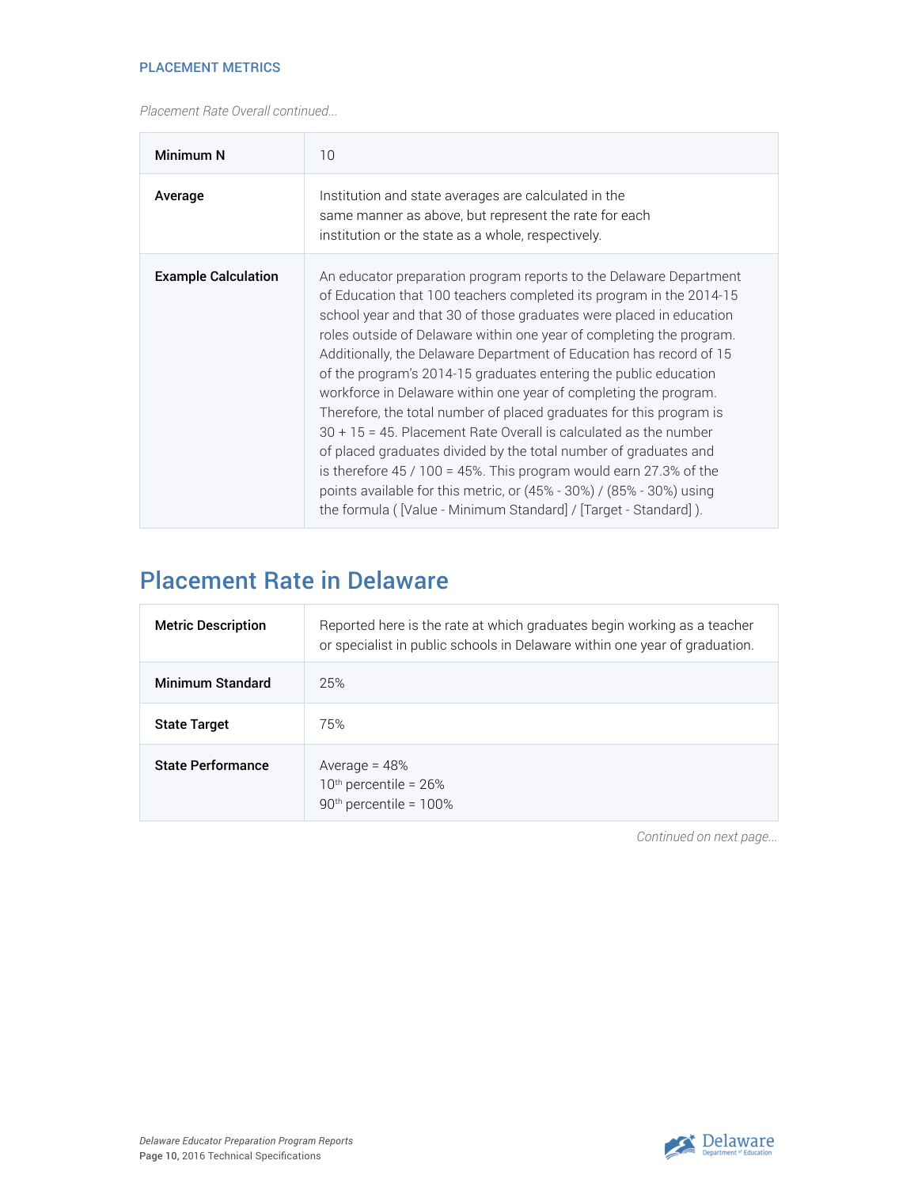PLACEMENT METRICS

*Placement Rate Overall continued...*

| | |
|---|---|
| **Minimum N** | 10 |
| **Average** | Institution and state averages are calculated in the same manner as above, but represent the rate for each institution or the state as a whole, respectively. |
| **Example Calculation** | An educator preparation program reports to the Delaware Department of Education that 100 teachers completed its program in the 2014-15 school year and that 30 of those graduates were placed in education roles outside of Delaware within one year of completing the program. Additionally, the Delaware Department of Education has record of 15 of the program's 2014-15 graduates entering the public education workforce in Delaware within one year of completing the program. Therefore, the total number of placed graduates for this program is 30 + 15 = 45. Placement Rate Overall is calculated as the number of placed graduates divided by the total number of graduates and is therefore 45 / 100 = 45%. This program would earn 27.3% of the points available for this metric, or (45% - 30%) / (85% - 30%) using the formula ( [Value - Minimum Standard] / [Target - Standard] ). |

## Placement Rate in Delaware

| | |
|---|---|
| **Metric Description** | Reported here is the rate at which graduates begin working as a teacher or specialist in public schools in Delaware within one year of graduation. |
| **Minimum Standard** | 25% |
| **State Target** | 75% |
| **State Performance** | Average = 48%<br>10th percentile = 26%<br>90th percentile = 100% |

*Continued on next page...*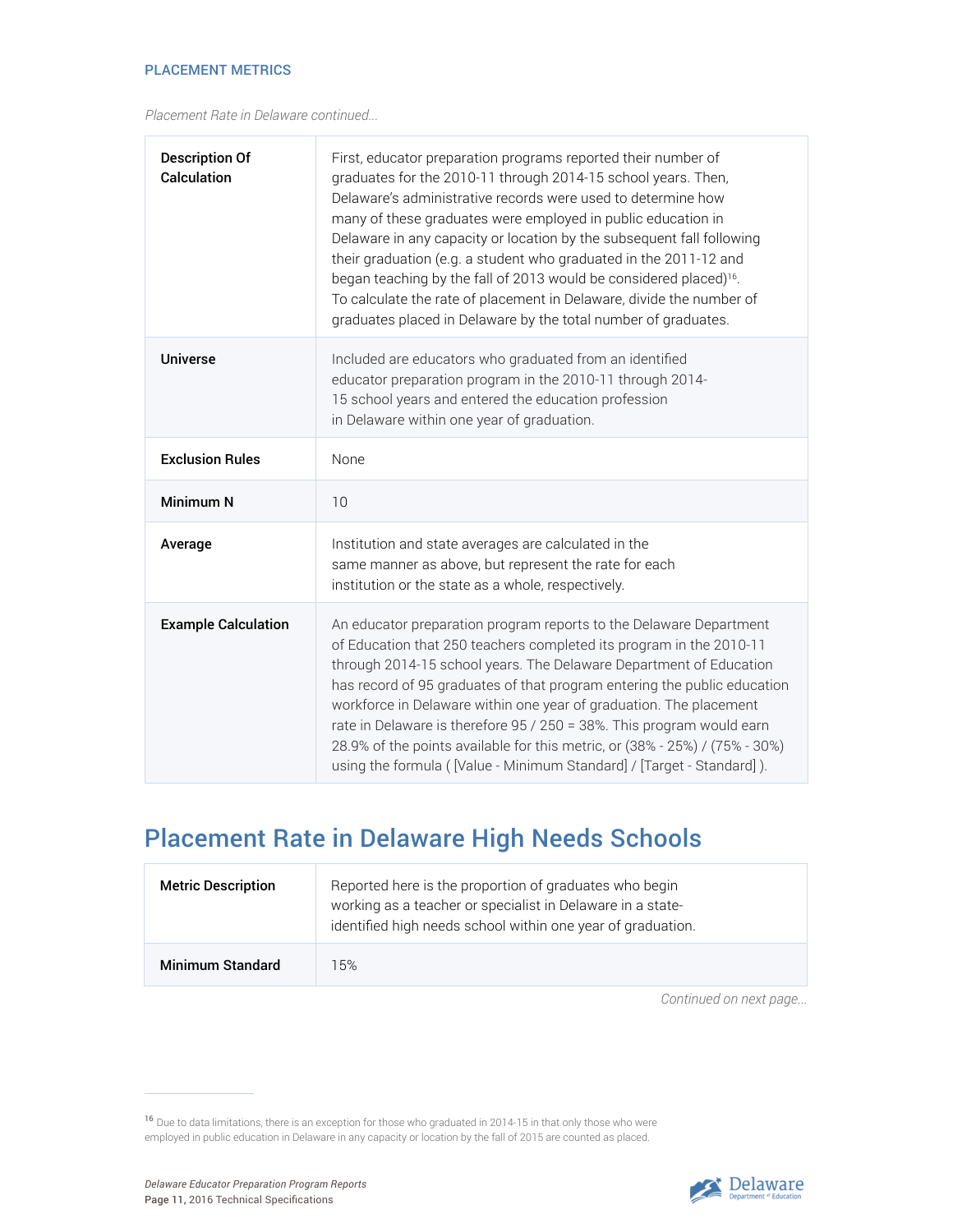PLACEMENT METRICS

*Placement Rate in Delaware continued...*

| | |
|---|---|
| **Description Of Calculation** | First, educator preparation programs reported their number of graduates for the 2010-11 through 2014-15 school years. Then, Delaware's administrative records were used to determine how many of these graduates were employed in public education in Delaware in any capacity or location by the subsequent fall following their graduation (e.g. a student who graduated in the 2011-12 and began teaching by the fall of 2013 would be considered placed)[16]. To calculate the rate of placement in Delaware, divide the number of graduates placed in Delaware by the total number of graduates. |
| **Universe** | Included are educators who graduated from an identified educator preparation program in the 2010-11 through 2014-15 school years and entered the education profession in Delaware within one year of graduation. |
| **Exclusion Rules** | None |
| **Minimum N** | 10 |
| **Average** | Institution and state averages are calculated in the same manner as above, but represent the rate for each institution or the state as a whole, respectively. |
| **Example Calculation** | An educator preparation program reports to the Delaware Department of Education that 250 teachers completed its program in the 2010-11 through 2014-15 school years. The Delaware Department of Education has record of 95 graduates of that program entering the public education workforce in Delaware within one year of graduation. The placement rate in Delaware is therefore 95 / 250 = 38%. This program would earn 28.9% of the points available for this metric, or (38% - 25%) / (75% - 30%) using the formula ( [Value - Minimum Standard] / [Target - Standard] ). |

## Placement Rate in Delaware High Needs Schools

| | |
|---|---|
| **Metric Description** | Reported here is the proportion of graduates who begin working as a teacher or specialist in Delaware in a state-identified high needs school within one year of graduation. |
| **Minimum Standard** | 15% |

*Continued on next page...*

[16] Due to data limitations, there is an exception for those who graduated in 2014-15 in that only those who were employed in public education in Delaware in any capacity or location by the fall of 2015 are counted as placed.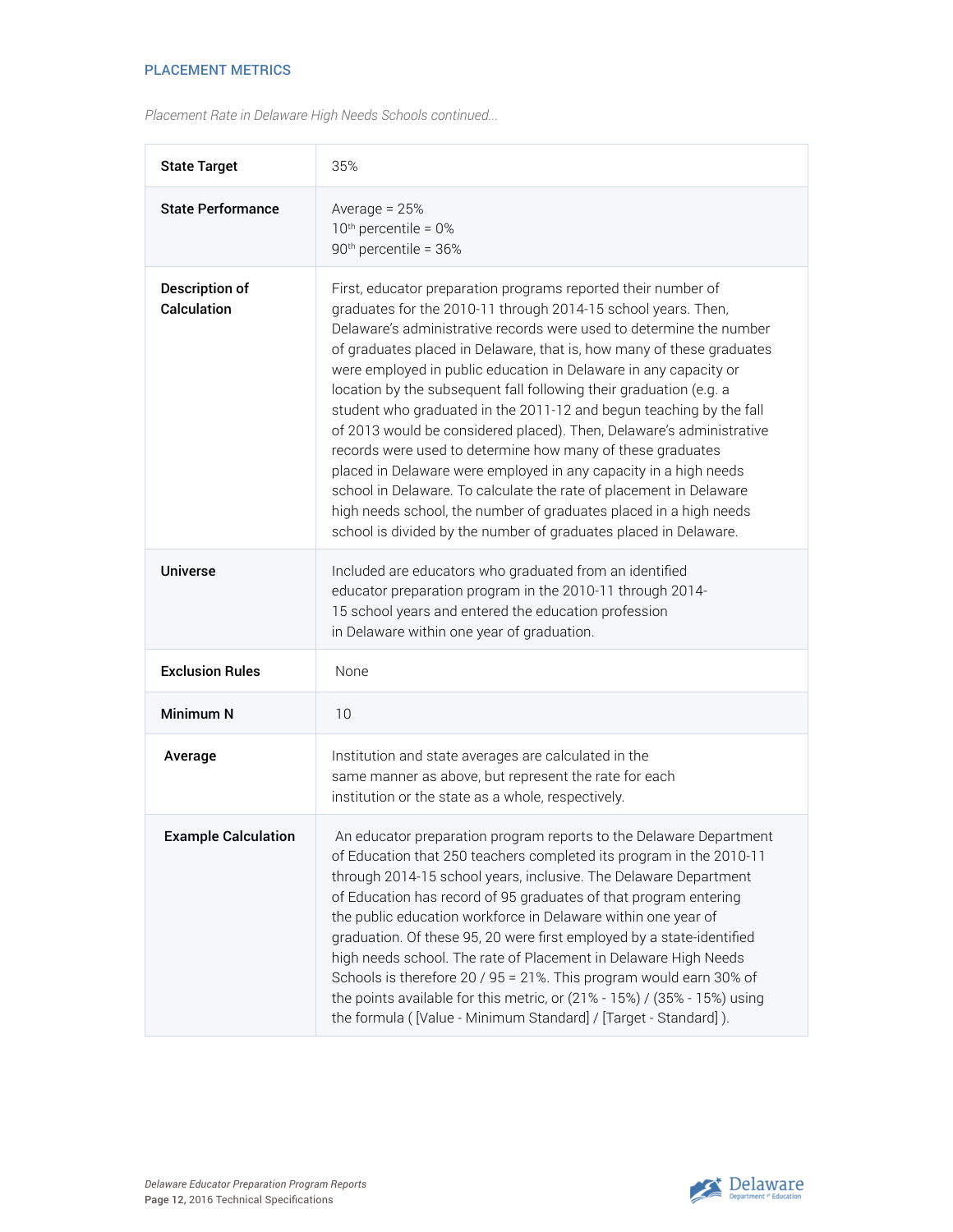## PLACEMENT METRICS

*Placement Rate in Delaware High Needs Schools continued...*

| | |
|---|---|
| **State Target** | 35% |
| **State Performance** | Average = 25%<br>10th percentile = 0%<br>90th percentile = 36% |
| **Description of Calculation** | First, educator preparation programs reported their number of graduates for the 2010-11 through 2014-15 school years. Then, Delaware's administrative records were used to determine the number of graduates placed in Delaware, that is, how many of these graduates were employed in public education in Delaware in any capacity or location by the subsequent fall following their graduation (e.g. a student who graduated in the 2011-12 and begun teaching by the fall of 2013 would be considered placed). Then, Delaware's administrative records were used to determine how many of these graduates placed in Delaware were employed in any capacity in a high needs school in Delaware. To calculate the rate of placement in Delaware high needs school, the number of graduates placed in a high needs school is divided by the number of graduates placed in Delaware. |
| **Universe** | Included are educators who graduated from an identified educator preparation program in the 2010-11 through 2014-15 school years and entered the education profession in Delaware within one year of graduation. |
| **Exclusion Rules** | None |
| **Minimum N** | 10 |
| **Average** | Institution and state averages are calculated in the same manner as above, but represent the rate for each institution or the state as a whole, respectively. |
| **Example Calculation** | An educator preparation program reports to the Delaware Department of Education that 250 teachers completed its program in the 2010-11 through 2014-15 school years, inclusive. The Delaware Department of Education has record of 95 graduates of that program entering the public education workforce in Delaware within one year of graduation. Of these 95, 20 were first employed by a state-identified high needs school. The rate of Placement in Delaware High Needs Schools is therefore 20 / 95 = 21%. This program would earn 30% of the points available for this metric, or (21% - 15%) / (35% - 15%) using the formula ( [Value - Minimum Standard] / [Target - Standard] ). |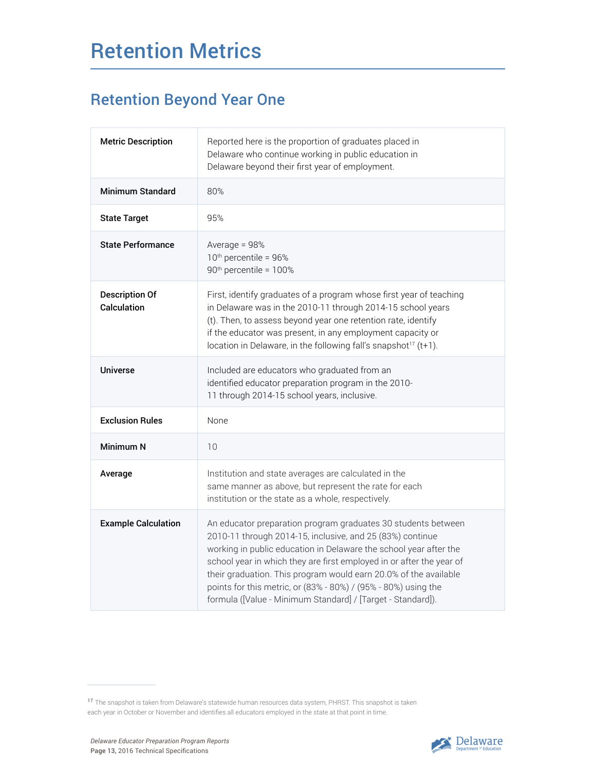# Retention Metrics

## Retention Beyond Year One

| | |
|---|---|
| **Metric Description** | Reported here is the proportion of graduates placed in Delaware who continue working in public education in Delaware beyond their first year of employment. |
| **Minimum Standard** | 80% |
| **State Target** | 95% |
| **State Performance** | Average = 98%<br>10th percentile = 96%<br>90th percentile = 100% |
| **Description Of Calculation** | First, identify graduates of a program whose first year of teaching in Delaware was in the 2010-11 through 2014-15 school years (t). Then, to assess beyond year one retention rate, identify if the educator was present, in any employment capacity or location in Delaware, in the following fall's snapshot[17] (t+1). |
| **Universe** | Included are educators who graduated from an identified educator preparation program in the 2010-11 through 2014-15 school years, inclusive. |
| **Exclusion Rules** | None |
| **Minimum N** | 10 |
| **Average** | Institution and state averages are calculated in the same manner as above, but represent the rate for each institution or the state as a whole, respectively. |
| **Example Calculation** | An educator preparation program graduates 30 students between 2010-11 through 2014-15, inclusive, and 25 (83%) continue working in public education in Delaware the school year after the school year in which they are first employed in or after the year of their graduation. This program would earn 20.0% of the available points for this metric, or (83% - 80%) / (95% - 80%) using the formula ([Value - Minimum Standard] / [Target - Standard]). |

[17] The snapshot is taken from Delaware's statewide human resources data system, PHRST. This snapshot is taken each year in October or November and identifies all educators employed in the state at that point in time.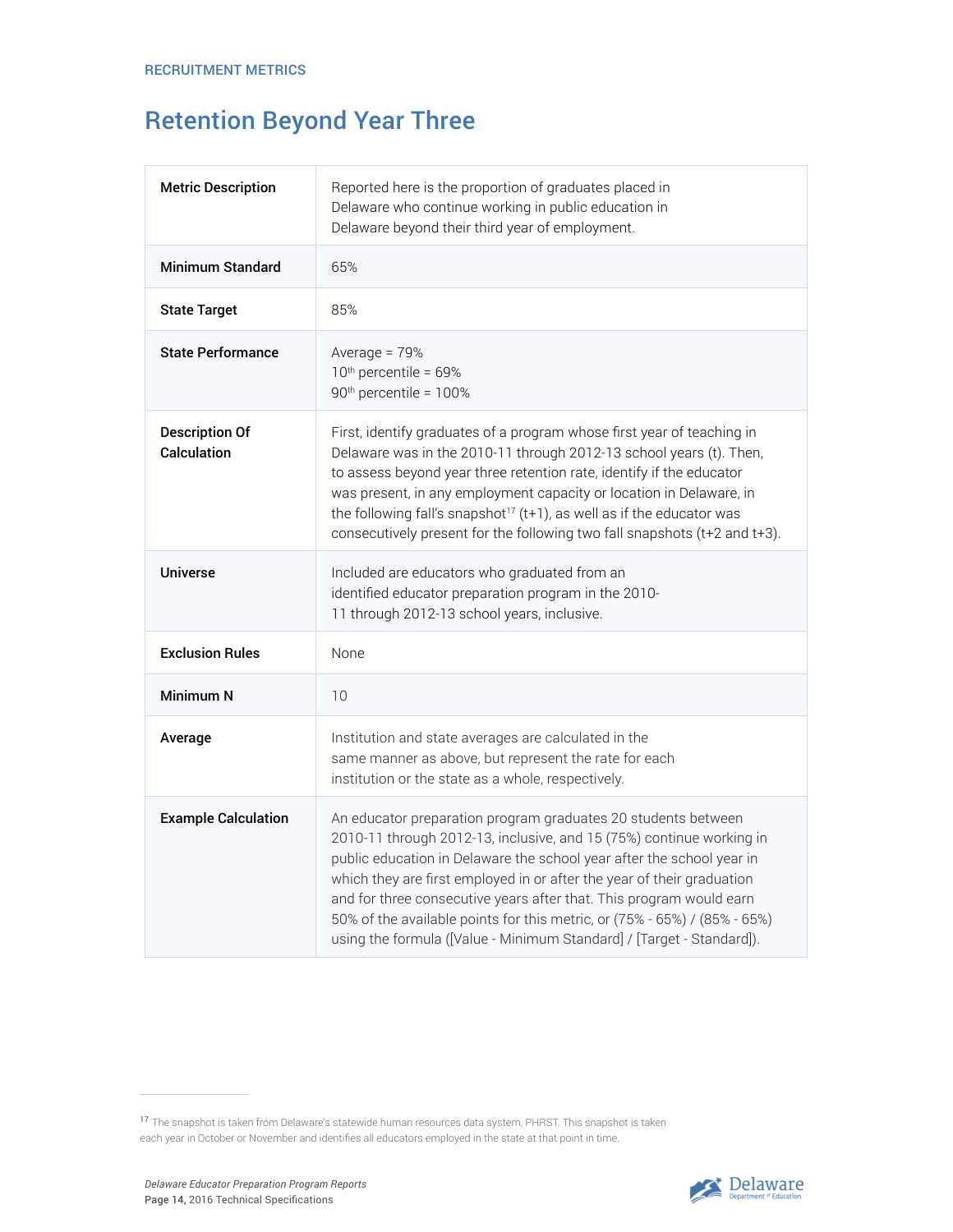RECRUITMENT METRICS

# Retention Beyond Year Three

| | |
|---|---|
| **Metric Description** | Reported here is the proportion of graduates placed in Delaware who continue working in public education in Delaware beyond their third year of employment. |
| **Minimum Standard** | 65% |
| **State Target** | 85% |
| **State Performance** | Average = 79%<br>10th percentile = 69%<br>90th percentile = 100% |
| **Description Of Calculation** | First, identify graduates of a program whose first year of teaching in Delaware was in the 2010-11 through 2012-13 school years (t). Then, to assess beyond year three retention rate, identify if the educator was present, in any employment capacity or location in Delaware, in the following fall's snapshot[17] (t+1), as well as if the educator was consecutively present for the following two fall snapshots (t+2 and t+3). |
| **Universe** | Included are educators who graduated from an identified educator preparation program in the 2010-11 through 2012-13 school years, inclusive. |
| **Exclusion Rules** | None |
| **Minimum N** | 10 |
| **Average** | Institution and state averages are calculated in the same manner as above, but represent the rate for each institution or the state as a whole, respectively. |
| **Example Calculation** | An educator preparation program graduates 20 students between 2010-11 through 2012-13, inclusive, and 15 (75%) continue working in public education in Delaware the school year after the school year in which they are first employed in or after the year of their graduation and for three consecutive years after that. This program would earn 50% of the available points for this metric, or (75% - 65%) / (85% - 65%) using the formula ([Value - Minimum Standard] / [Target - Standard]). |

[17] The snapshot is taken from Delaware's statewide human resources data system, PHRST. This snapshot is taken each year in October or November and identifies all educators employed in the state at that point in time.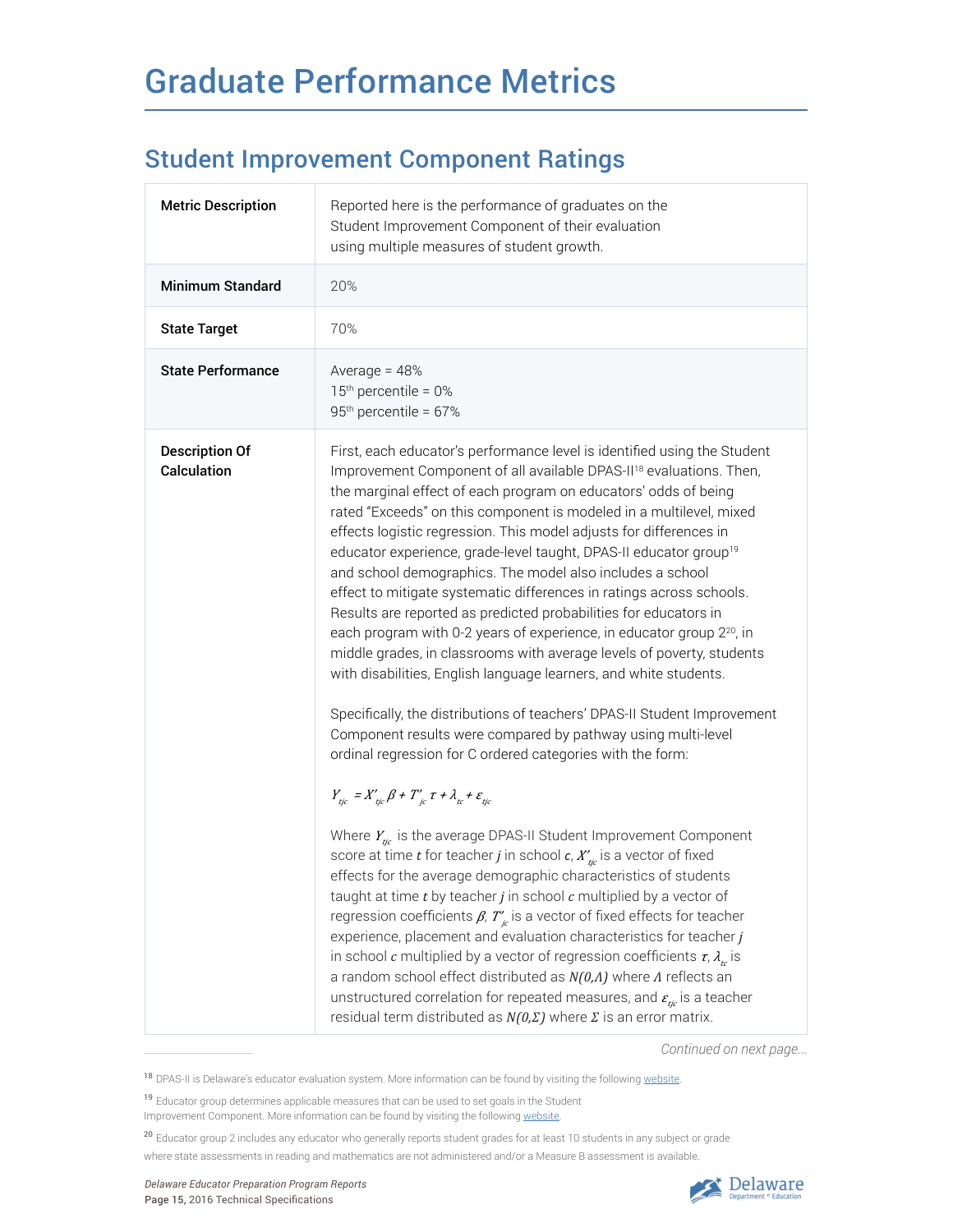# Graduate Performance Metrics

## Student Improvement Component Ratings

| | |
|---|---|
| **Metric Description** | Reported here is the performance of graduates on the Student Improvement Component of their evaluation using multiple measures of student growth. |
| **Minimum Standard** | 20% |
| **State Target** | 70% |
| **State Performance** | Average = 48%<br>15th percentile = 0%<br>95th percentile = 67% |
| **Description Of Calculation** | First, each educator's performance level is identified using the Student Improvement Component of all available DPAS-II[18] evaluations. Then, the marginal effect of each program on educators' odds of being rated "Exceeds" on this component is modeled in a multilevel, mixed effects logistic regression. This model adjusts for differences in educator experience, grade-level taught, DPAS-II educator group[19] and school demographics. The model also includes a school effect to mitigate systematic differences in ratings across schools. Results are reported as predicted probabilities for educators in each program with 0-2 years of experience, in educator group 2[20], in middle grades, in classrooms with average levels of poverty, students with disabilities, English language learners, and white students.<br><br>Specifically, the distributions of teachers' DPAS-II Student Improvement Component results were compared by pathway using multi-level ordinal regression for C ordered categories with the form:<br><br>$Y_{tjc} = X'_{tjc}\beta + T''_{jc}\tau + \lambda_{tc} + \varepsilon_{tjc}$<br><br>Where $Y_{tjc}$ is the average DPAS-II Student Improvement Component score at time $t$ for teacher $j$ in school $c$, $X'_{tjc}$ is a vector of fixed effects for the average demographic characteristics of students taught at time $t$ by teacher $j$ in school $c$ multiplied by a vector of regression coefficients $\beta$, $T''_{jc}$ is a vector of fixed effects for teacher experience, placement and evaluation characteristics for teacher $j$ in school $c$ multiplied by a vector of regression coefficients $\tau$, $\lambda_{tc}$ is a random school effect distributed as $N(0,\Lambda)$ where $\Lambda$ reflects an unstructured correlation for repeated measures, and $\varepsilon_{tjc}$ is a teacher residual term distributed as $N(0,\Sigma)$ where $\Sigma$ is an error matrix. |

*Continued on next page...*

[18] DPAS-II is Delaware's educator evaluation system. More information can be found by visiting the following website.

[19] Educator group determines applicable measures that can be used to set goals in the Student Improvement Component. More information can be found by visiting the following website.

[20] Educator group 2 includes any educator who generally reports student grades for at least 10 students in any subject or grade where state assessments in reading and mathematics are not administered and/or a Measure B assessment is available.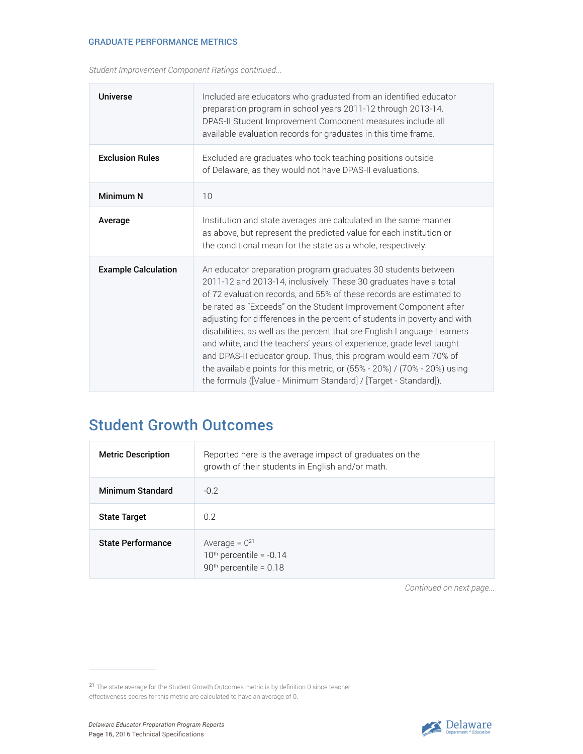GRADUATE PERFORMANCE METRICS

*Student Improvement Component Ratings continued...*

| | |
|---|---|
| **Universe** | Included are educators who graduated from an identified educator preparation program in school years 2011-12 through 2013-14. DPAS-II Student Improvement Component measures include all available evaluation records for graduates in this time frame. |
| **Exclusion Rules** | Excluded are graduates who took teaching positions outside of Delaware, as they would not have DPAS-II evaluations. |
| **Minimum N** | 10 |
| **Average** | Institution and state averages are calculated in the same manner as above, but represent the predicted value for each institution or the conditional mean for the state as a whole, respectively. |
| **Example Calculation** | An educator preparation program graduates 30 students between 2011-12 and 2013-14, inclusively. These 30 graduates have a total of 72 evaluation records, and 55% of these records are estimated to be rated as "Exceeds" on the Student Improvement Component after adjusting for differences in the percent of students in poverty and with disabilities, as well as the percent that are English Language Learners and white, and the teachers' years of experience, grade level taught and DPAS-II educator group. Thus, this program would earn 70% of the available points for this metric, or (55% - 20%) / (70% - 20%) using the formula ([Value - Minimum Standard] / [Target - Standard]). |

## Student Growth Outcomes

| | |
|---|---|
| **Metric Description** | Reported here is the average impact of graduates on the growth of their students in English and/or math. |
| **Minimum Standard** | -0.2 |
| **State Target** | 0.2 |
| **State Performance** | Average = 0[21]<br>10th percentile = -0.14<br>90th percentile = 0.18 |

*Continued on next page...*

[21] The state average for the Student Growth Outcomes metric is by definition 0 since teacher effectiveness scores for this metric are calculated to have an average of 0.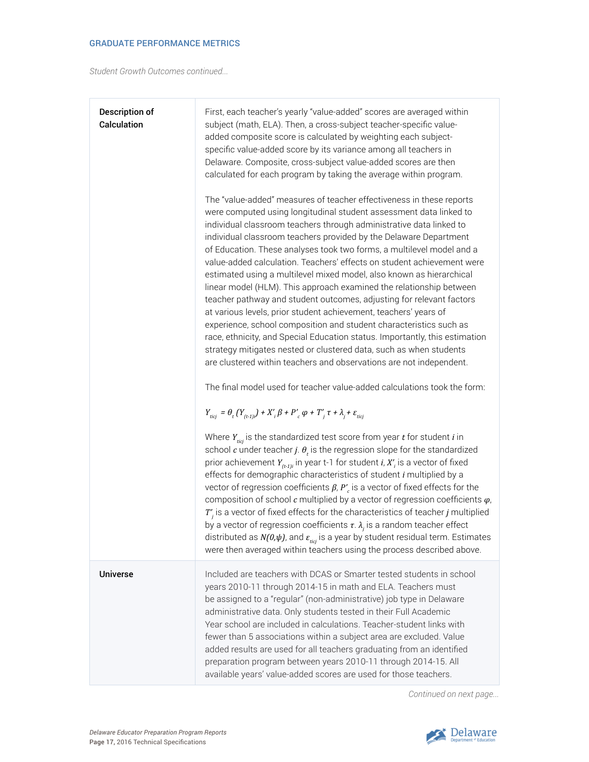## GRADUATE PERFORMANCE METRICS

*Student Growth Outcomes continued...*

| | |
|---|---|
| **Description of Calculation** | First, each teacher's yearly "value-added" scores are averaged within subject (math, ELA). Then, a cross-subject teacher-specific value-added composite score is calculated by weighting each subject-specific value-added score by its variance among all teachers in Delaware. Composite, cross-subject value-added scores are then calculated for each program by taking the average within program.<br><br>The "value-added" measures of teacher effectiveness in these reports were computed using longitudinal student assessment data linked to individual classroom teachers through administrative data linked to individual classroom teachers provided by the Delaware Department of Education. These analyses took two forms, a multilevel model and a value-added calculation. Teachers' effects on student achievement were estimated using a multilevel mixed model, also known as hierarchical linear model (HLM). This approach examined the relationship between teacher pathway and student outcomes, adjusting for relevant factors at various levels, prior student achievement, teachers' years of experience, school composition and student characteristics such as race, ethnicity, and Special Education status. Importantly, this estimation strategy mitigates nested or clustered data, such as when students are clustered within teachers and observations are not independent.<br><br>The final model used for teacher value-added calculations took the form:<br><br>$Y_{ticj} = \theta_t (Y_{(t-1)i}) + X'_i \beta + P'_c \varphi + T'_j \tau + \lambda_j + \varepsilon_{ticj}$<br><br>Where $Y_{ticj}$ is the standardized test score from year $t$ for student $i$ in school $c$ under teacher $j$. $\theta_t$ is the regression slope for the standardized prior achievement $Y_{(t-1)i}$ in year t-1 for student $i$, $X'_i$ is a vector of fixed effects for demographic characteristics of student $i$ multiplied by a vector of regression coefficients $\beta$, $P'_c$ is a vector of fixed effects for the composition of school $c$ multiplied by a vector of regression coefficients $\varphi$, $T'_j$ is a vector of fixed effects for the characteristics of teacher $j$ multiplied by a vector of regression coefficients $\tau$. $\lambda_j$ is a random teacher effect distributed as $N(0,\psi)$, and $\varepsilon_{ticj}$ is a year by student residual term. Estimates were then averaged within teachers using the process described above. |
| **Universe** | Included are teachers with DCAS or Smarter tested students in school years 2010-11 through 2014-15 in math and ELA. Teachers must be assigned to a "regular" (non-administrative) job type in Delaware administrative data. Only students tested in their Full Academic Year school are included in calculations. Teacher-student links with fewer than 5 associations within a subject area are excluded. Value added results are used for all teachers graduating from an identified preparation program between years 2010-11 through 2014-15. All available years' value-added scores are used for those teachers. |

*Continued on next page...*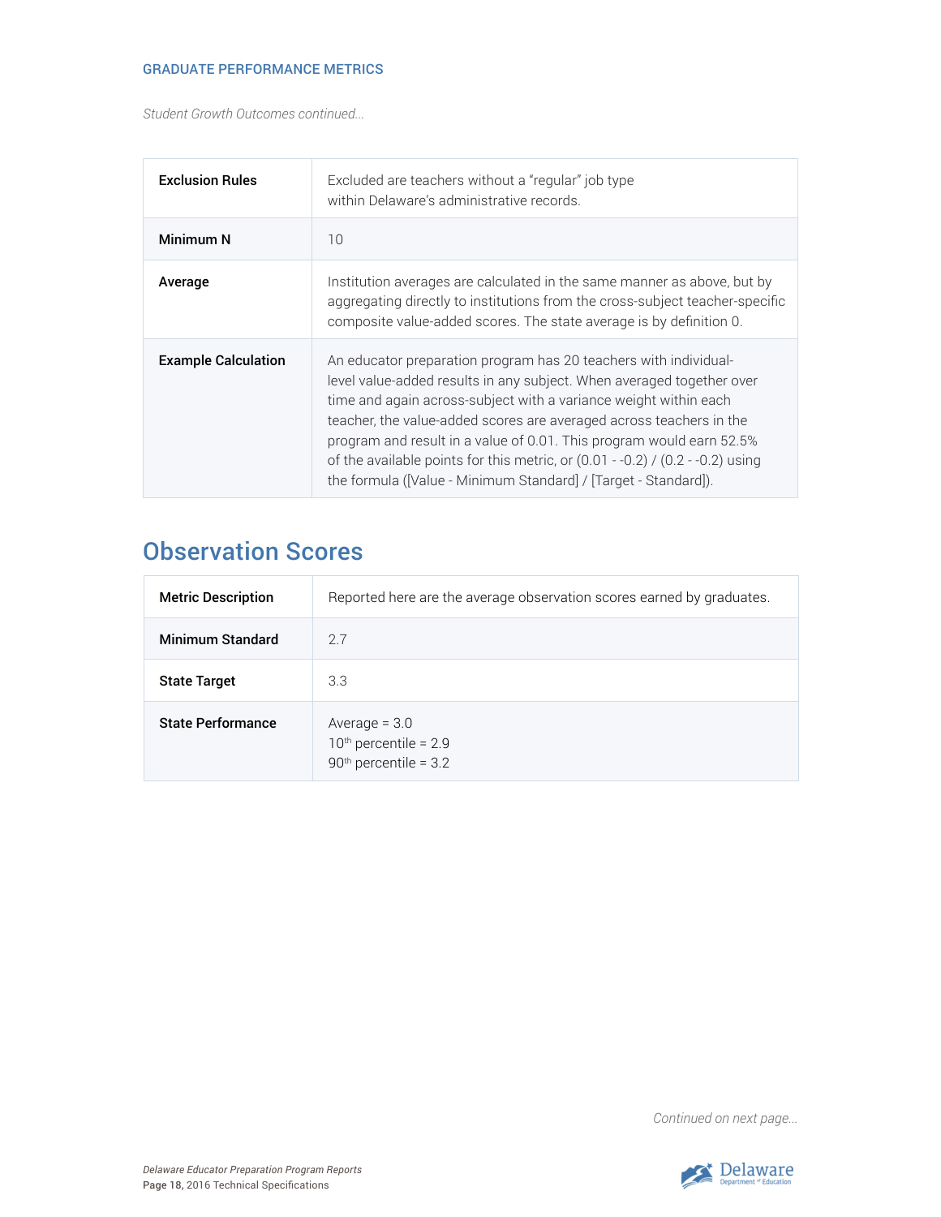GRADUATE PERFORMANCE METRICS

*Student Growth Outcomes continued...*

| | |
|---|---|
| **Exclusion Rules** | Excluded are teachers without a "regular" job type within Delaware's administrative records. |
| **Minimum N** | 10 |
| **Average** | Institution averages are calculated in the same manner as above, but by aggregating directly to institutions from the cross-subject teacher-specific composite value-added scores. The state average is by definition 0. |
| **Example Calculation** | An educator preparation program has 20 teachers with individual-level value-added results in any subject. When averaged together over time and again across-subject with a variance weight within each teacher, the value-added scores are averaged across teachers in the program and result in a value of 0.01. This program would earn 52.5% of the available points for this metric, or (0.01 - -0.2) / (0.2 - -0.2) using the formula ([Value - Minimum Standard] / [Target - Standard]). |

## Observation Scores

| | |
|---|---|
| **Metric Description** | Reported here are the average observation scores earned by graduates. |
| **Minimum Standard** | 2.7 |
| **State Target** | 3.3 |
| **State Performance** | Average = 3.0<br>10th percentile = 2.9<br>90th percentile = 3.2 |

*Continued on next page...*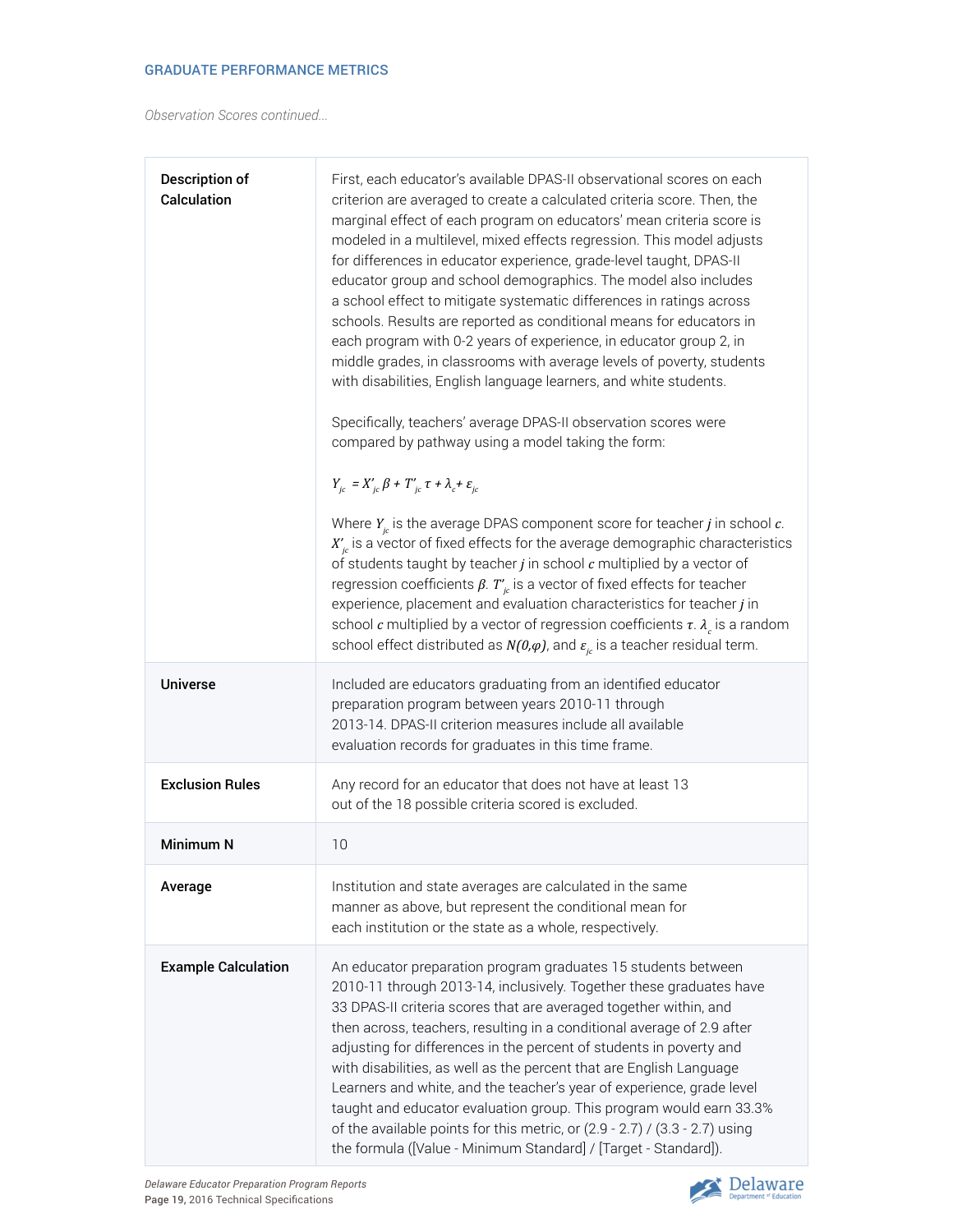## GRADUATE PERFORMANCE METRICS

*Observation Scores continued...*

| | |
|---|---|
| **Description of Calculation** | First, each educator's available DPAS-II observational scores on each criterion are averaged to create a calculated criteria score. Then, the marginal effect of each program on educators' mean criteria score is modeled in a multilevel, mixed effects regression. This model adjusts for differences in educator experience, grade-level taught, DPAS-II educator group and school demographics. The model also includes a school effect to mitigate systematic differences in ratings across schools. Results are reported as conditional means for educators in each program with 0-2 years of experience, in educator group 2, in middle grades, in classrooms with average levels of poverty, students with disabilities, English language learners, and white students.<br><br>Specifically, teachers' average DPAS-II observation scores were compared by pathway using a model taking the form:<br><br>$Y_{jc} = X'_{jc}\beta + T'_{jc}\tau + \lambda_c + \varepsilon_{jc}$<br><br>Where $Y_{jc}$ is the average DPAS component score for teacher $j$ in school $c$. $X'_{jc}$ is a vector of fixed effects for the average demographic characteristics of students taught by teacher $j$ in school $c$ multiplied by a vector of regression coefficients $\beta$. $T'_{jc}$ is a vector of fixed effects for teacher experience, placement and evaluation characteristics for teacher $j$ in school $c$ multiplied by a vector of regression coefficients $\tau$. $\lambda_c$ is a random school effect distributed as $N(0,\varphi)$, and $\varepsilon_{jc}$ is a teacher residual term. |
| **Universe** | Included are educators graduating from an identified educator preparation program between years 2010-11 through 2013-14. DPAS-II criterion measures include all available evaluation records for graduates in this time frame. |
| **Exclusion Rules** | Any record for an educator that does not have at least 13 out of the 18 possible criteria scored is excluded. |
| **Minimum N** | 10 |
| **Average** | Institution and state averages are calculated in the same manner as above, but represent the conditional mean for each institution or the state as a whole, respectively. |
| **Example Calculation** | An educator preparation program graduates 15 students between 2010-11 through 2013-14, inclusively. Together these graduates have 33 DPAS-II criteria scores that are averaged together within, and then across, teachers, resulting in a conditional average of 2.9 after adjusting for differences in the percent of students in poverty and with disabilities, as well as the percent that are English Language Learners and white, and the teacher's year of experience, grade level taught and educator evaluation group. This program would earn 33.3% of the available points for this metric, or (2.9 - 2.7) / (3.3 - 2.7) using the formula ([Value - Minimum Standard] / [Target - Standard]). |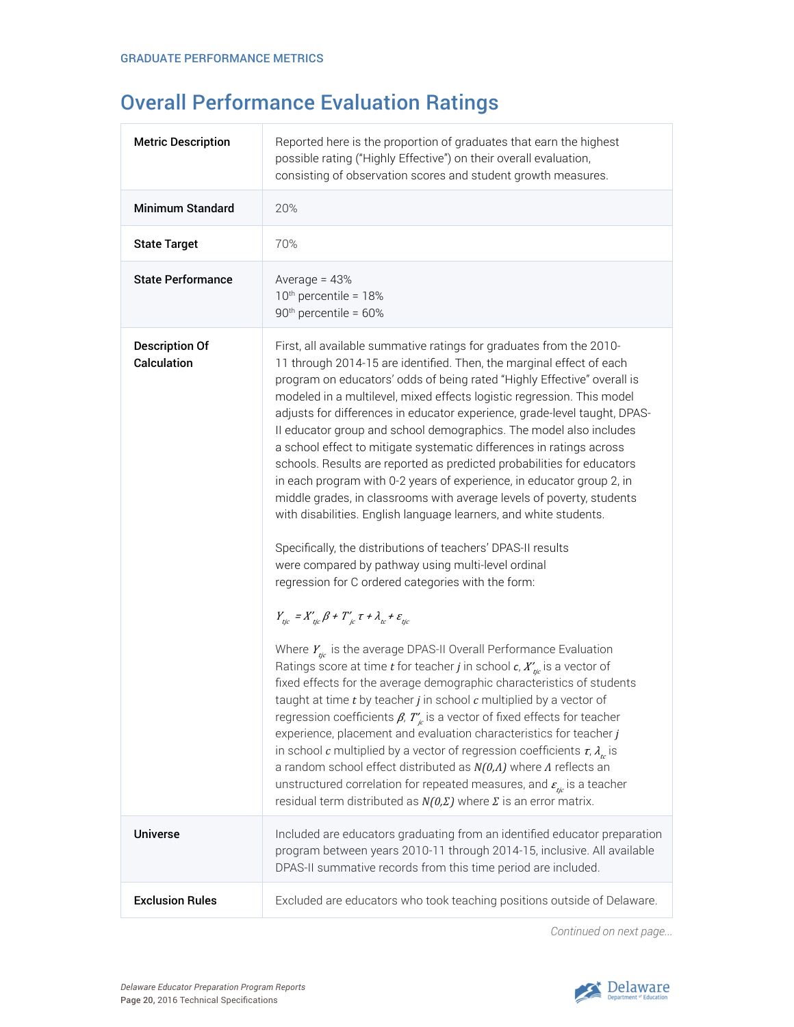GRADUATE PERFORMANCE METRICS

# Overall Performance Evaluation Ratings

| | |
|---|---|
| **Metric Description** | Reported here is the proportion of graduates that earn the highest possible rating ("Highly Effective") on their overall evaluation, consisting of observation scores and student growth measures. |
| **Minimum Standard** | 20% |
| **State Target** | 70% |
| **State Performance** | Average = 43%<br>10th percentile = 18%<br>90th percentile = 60% |
| **Description Of Calculation** | First, all available summative ratings for graduates from the 2010-11 through 2014-15 are identified. Then, the marginal effect of each program on educators' odds of being rated "Highly Effective" overall is modeled in a multilevel, mixed effects logistic regression. This model adjusts for differences in educator experience, grade-level taught, DPAS-II educator group and school demographics. The model also includes a school effect to mitigate systematic differences in ratings across schools. Results are reported as predicted probabilities for educators in each program with 0-2 years of experience, in educator group 2, in middle grades, in classrooms with average levels of poverty, students with disabilities. English language learners, and white students.<br><br>Specifically, the distributions of teachers' DPAS-II results were compared by pathway using multi-level ordinal regression for C ordered categories with the form:<br><br>$Y_{tjc} = X'_{tjc}\beta + T'_{jc}\tau + \lambda_{tc} + \varepsilon_{tjc}$<br><br>Where $Y_{tjc}$ is the average DPAS-II Overall Performance Evaluation Ratings score at time $t$ for teacher $j$ in school $c$, $X'_{tjc}$ is a vector of fixed effects for the average demographic characteristics of students taught at time $t$ by teacher $j$ in school $c$ multiplied by a vector of regression coefficients $\beta$, $T'_{jc}$ is a vector of fixed effects for teacher experience, placement and evaluation characteristics for teacher $j$ in school $c$ multiplied by a vector of regression coefficients $\tau$, $\lambda_{tc}$ is a random school effect distributed as $N(0,\Lambda)$ where $\Lambda$ reflects an unstructured correlation for repeated measures, and $\varepsilon_{tjc}$ is a teacher residual term distributed as $N(0,\Sigma)$ where $\Sigma$ is an error matrix. |
| **Universe** | Included are educators graduating from an identified educator preparation program between years 2010-11 through 2014-15, inclusive. All available DPAS-II summative records from this time period are included. |
| **Exclusion Rules** | Excluded are educators who took teaching positions outside of Delaware. |

*Continued on next page...*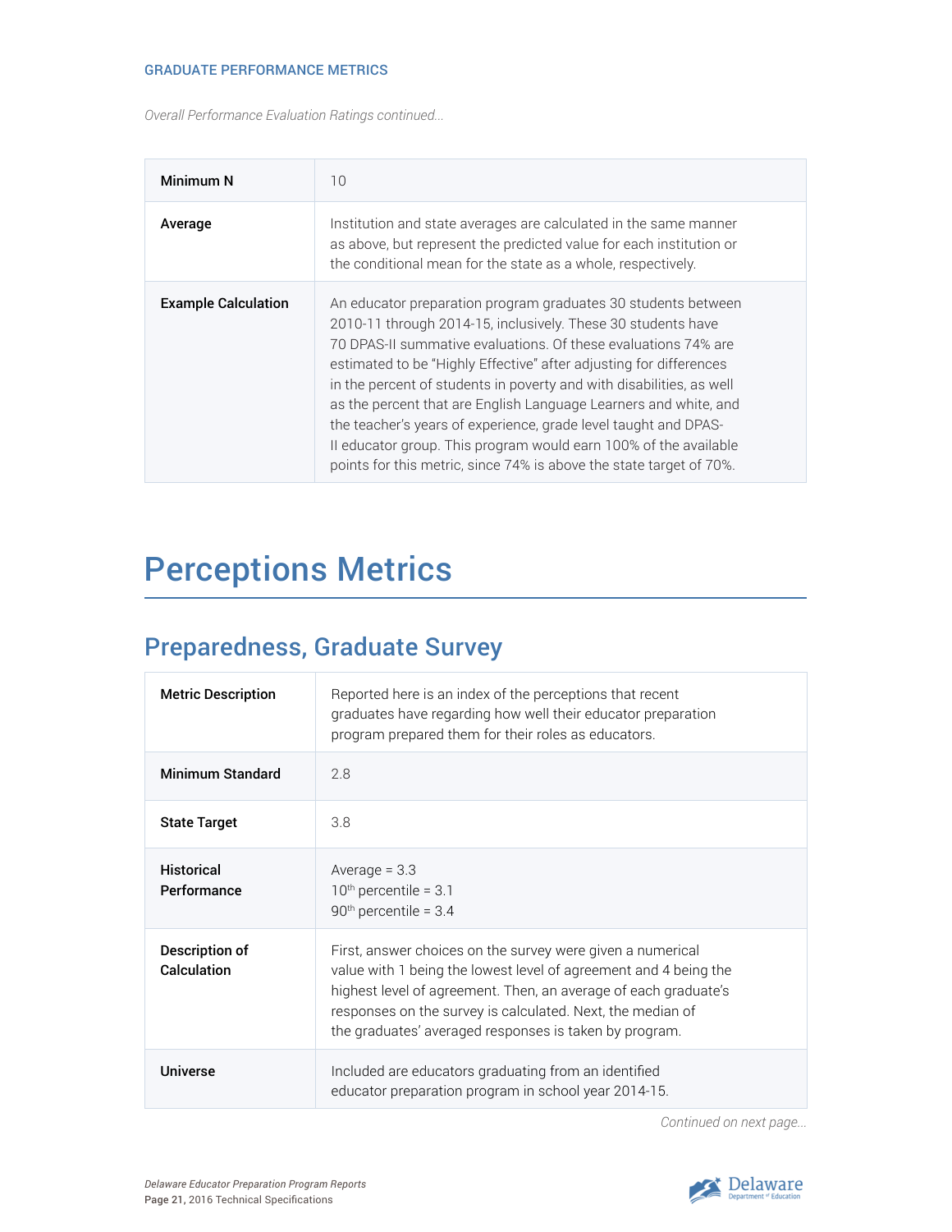*Overall Performance Evaluation Ratings continued...*

| | |
|---|---|
| **Minimum N** | 10 |
| **Average** | Institution and state averages are calculated in the same manner as above, but represent the predicted value for each institution or the conditional mean for the state as a whole, respectively. |
| **Example Calculation** | An educator preparation program graduates 30 students between 2010-11 through 2014-15, inclusively. These 30 students have 70 DPAS-II summative evaluations. Of these evaluations 74% are estimated to be "Highly Effective" after adjusting for differences in the percent of students in poverty and with disabilities, as well as the percent that are English Language Learners and white, and the teacher's years of experience, grade level taught and DPAS-II educator group. This program would earn 100% of the available points for this metric, since 74% is above the state target of 70%. |

# Perceptions Metrics

## Preparedness, Graduate Survey

| | |
|---|---|
| **Metric Description** | Reported here is an index of the perceptions that recent graduates have regarding how well their educator preparation program prepared them for their roles as educators. |
| **Minimum Standard** | 2.8 |
| **State Target** | 3.8 |
| **Historical Performance** | Average = 3.3<br>10th percentile = 3.1<br>90th percentile = 3.4 |
| **Description of Calculation** | First, answer choices on the survey were given a numerical value with 1 being the lowest level of agreement and 4 being the highest level of agreement. Then, an average of each graduate's responses on the survey is calculated. Next, the median of the graduates' averaged responses is taken by program. |
| **Universe** | Included are educators graduating from an identified educator preparation program in school year 2014-15. |

*Continued on next page...*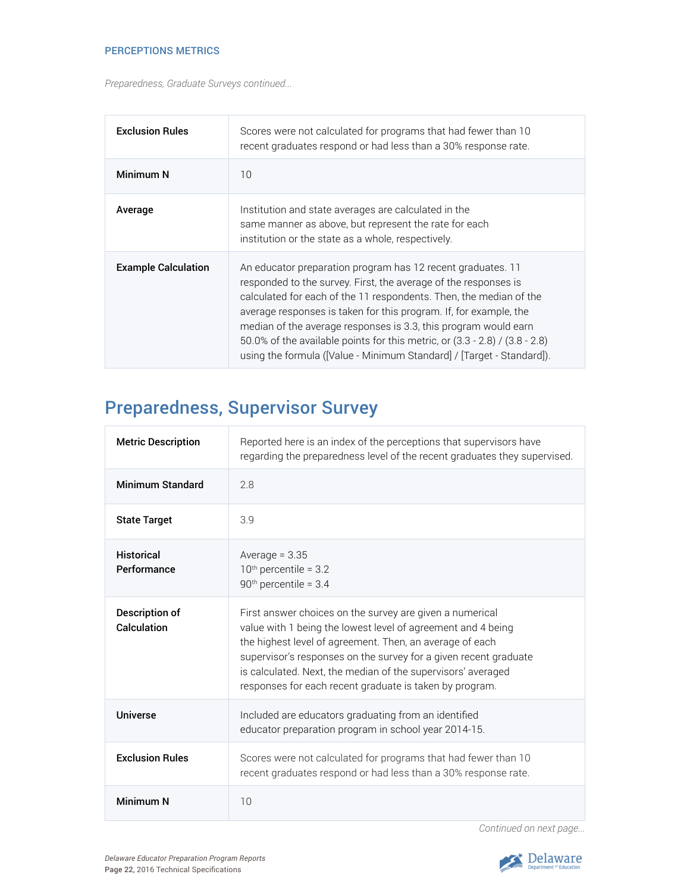PERCEPTIONS METRICS

*Preparedness, Graduate Surveys continued...*

| | |
|---|---|
| **Exclusion Rules** | Scores were not calculated for programs that had fewer than 10 recent graduates respond or had less than a 30% response rate. |
| **Minimum N** | 10 |
| **Average** | Institution and state averages are calculated in the same manner as above, but represent the rate for each institution or the state as a whole, respectively. |
| **Example Calculation** | An educator preparation program has 12 recent graduates. 11 responded to the survey. First, the average of the responses is calculated for each of the 11 respondents. Then, the median of the average responses is taken for this program. If, for example, the median of the average responses is 3.3, this program would earn 50.0% of the available points for this metric, or (3.3 - 2.8) / (3.8 - 2.8) using the formula ([Value - Minimum Standard] / [Target - Standard]). |

## Preparedness, Supervisor Survey

| | |
|---|---|
| **Metric Description** | Reported here is an index of the perceptions that supervisors have regarding the preparedness level of the recent graduates they supervised. |
| **Minimum Standard** | 2.8 |
| **State Target** | 3.9 |
| **Historical Performance** | Average = 3.35<br>10th percentile = 3.2<br>90th percentile = 3.4 |
| **Description of Calculation** | First answer choices on the survey are given a numerical value with 1 being the lowest level of agreement and 4 being the highest level of agreement. Then, an average of each supervisor's responses on the survey for a given recent graduate is calculated. Next, the median of the supervisors' averaged responses for each recent graduate is taken by program. |
| **Universe** | Included are educators graduating from an identified educator preparation program in school year 2014-15. |
| **Exclusion Rules** | Scores were not calculated for programs that had fewer than 10 recent graduates respond or had less than a 30% response rate. |
| **Minimum N** | 10 |

*Continued on next page...*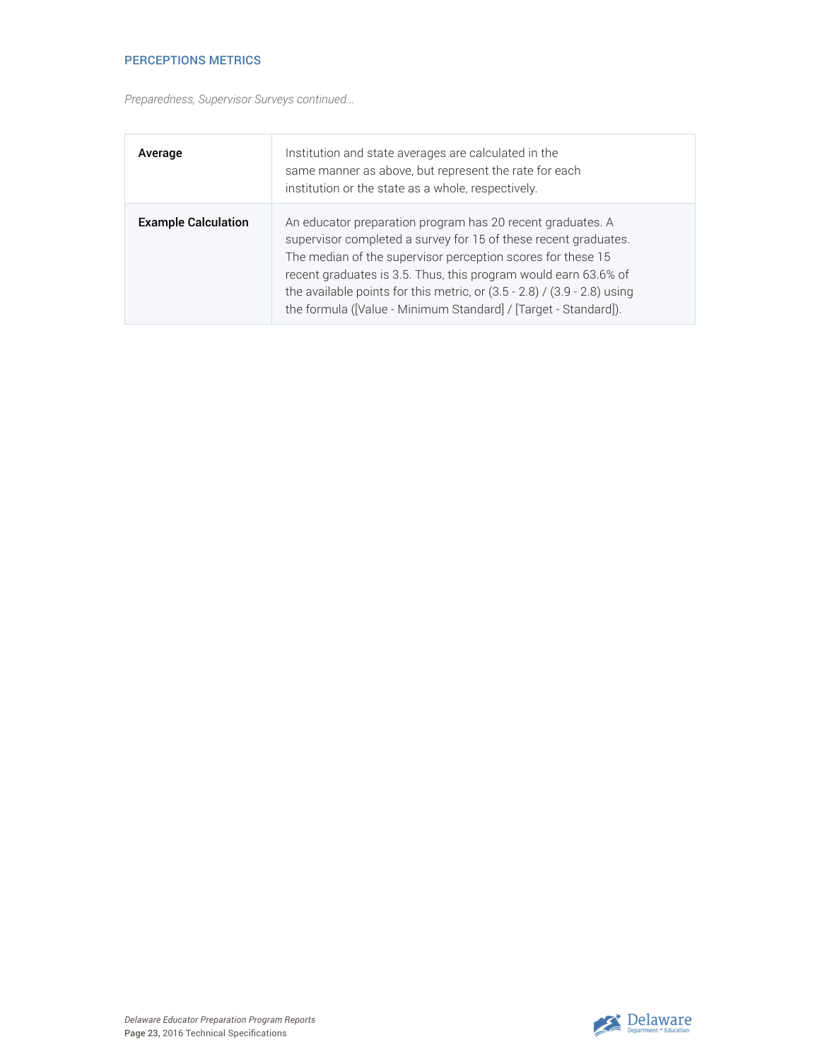PERCEPTIONS METRICS

*Preparedness, Supervisor Surveys continued...*

| | |
|---|---|
| **Average** | Institution and state averages are calculated in the same manner as above, but represent the rate for each institution or the state as a whole, respectively. |
| **Example Calculation** | An educator preparation program has 20 recent graduates. A supervisor completed a survey for 15 of these recent graduates. The median of the supervisor perception scores for these 15 recent graduates is 3.5. Thus, this program would earn 63.6% of the available points for this metric, or (3.5 - 2.8) / (3.9 - 2.8) using the formula ([Value - Minimum Standard] / [Target - Standard]). |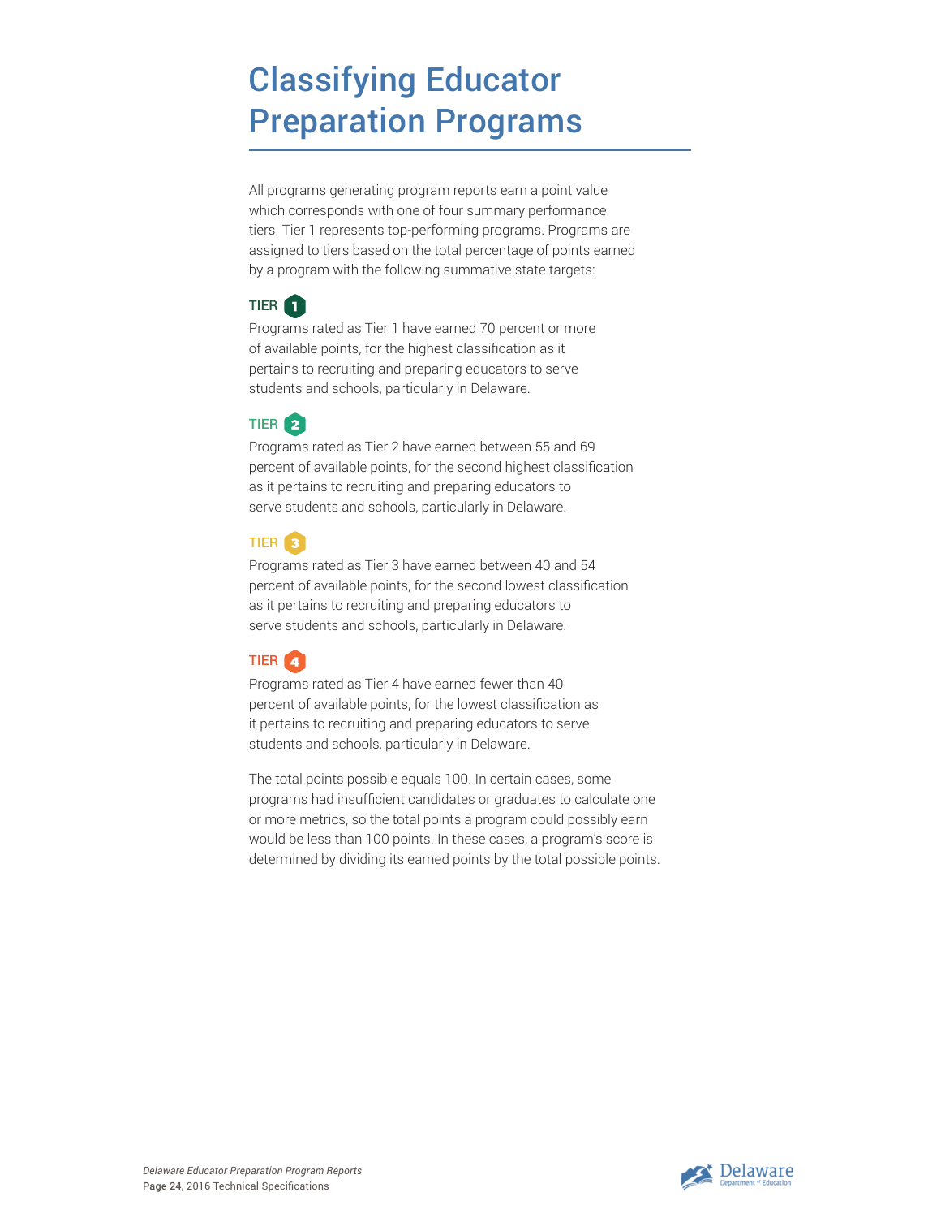# Classifying Educator Preparation Programs

All programs generating program reports earn a point value which corresponds with one of four summary performance tiers. Tier 1 represents top-performing programs. Programs are assigned to tiers based on the total percentage of points earned by a program with the following summative state targets:

### TIER 1

Programs rated as Tier 1 have earned 70 percent or more of available points, for the highest classification as it pertains to recruiting and preparing educators to serve students and schools, particularly in Delaware.

### TIER 2

Programs rated as Tier 2 have earned between 55 and 69 percent of available points, for the second highest classification as it pertains to recruiting and preparing educators to serve students and schools, particularly in Delaware.

### TIER 3

Programs rated as Tier 3 have earned between 40 and 54 percent of available points, for the second lowest classification as it pertains to recruiting and preparing educators to serve students and schools, particularly in Delaware.

### TIER 4

Programs rated as Tier 4 have earned fewer than 40 percent of available points, for the lowest classification as it pertains to recruiting and preparing educators to serve students and schools, particularly in Delaware.

The total points possible equals 100. In certain cases, some programs had insufficient candidates or graduates to calculate one or more metrics, so the total points a program could possibly earn would be less than 100 points. In these cases, a program's score is determined by dividing its earned points by the total possible points.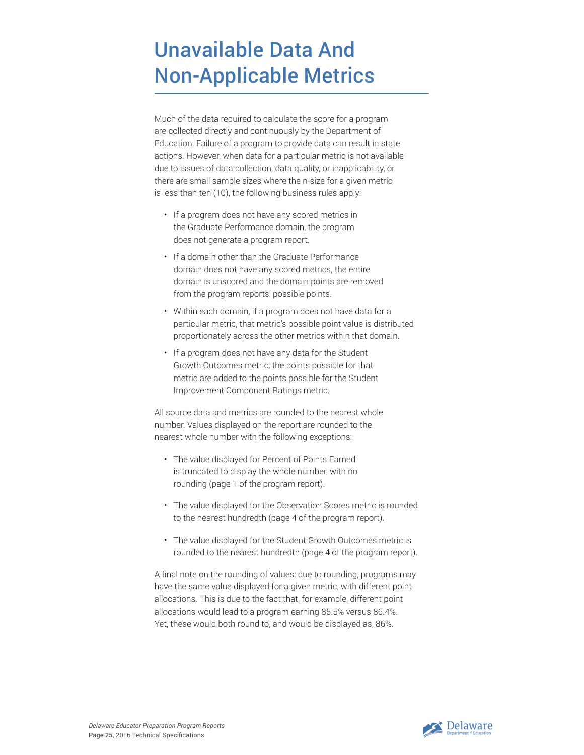# Unavailable Data And Non-Applicable Metrics

Much of the data required to calculate the score for a program are collected directly and continuously by the Department of Education. Failure of a program to provide data can result in state actions. However, when data for a particular metric is not available due to issues of data collection, data quality, or inapplicability, or there are small sample sizes where the n-size for a given metric is less than ten (10), the following business rules apply:

- If a program does not have any scored metrics in the Graduate Performance domain, the program does not generate a program report.
- If a domain other than the Graduate Performance domain does not have any scored metrics, the entire domain is unscored and the domain points are removed from the program reports' possible points.
- Within each domain, if a program does not have data for a particular metric, that metric's possible point value is distributed proportionately across the other metrics within that domain.
- If a program does not have any data for the Student Growth Outcomes metric, the points possible for that metric are added to the points possible for the Student Improvement Component Ratings metric.

All source data and metrics are rounded to the nearest whole number. Values displayed on the report are rounded to the nearest whole number with the following exceptions:

- The value displayed for Percent of Points Earned is truncated to display the whole number, with no rounding (page 1 of the program report).
- The value displayed for the Observation Scores metric is rounded to the nearest hundredth (page 4 of the program report).
- The value displayed for the Student Growth Outcomes metric is rounded to the nearest hundredth (page 4 of the program report).

A final note on the rounding of values: due to rounding, programs may have the same value displayed for a given metric, with different point allocations. This is due to the fact that, for example, different point allocations would lead to a program earning 85.5% versus 86.4%. Yet, these would both round to, and would be displayed as, 86%.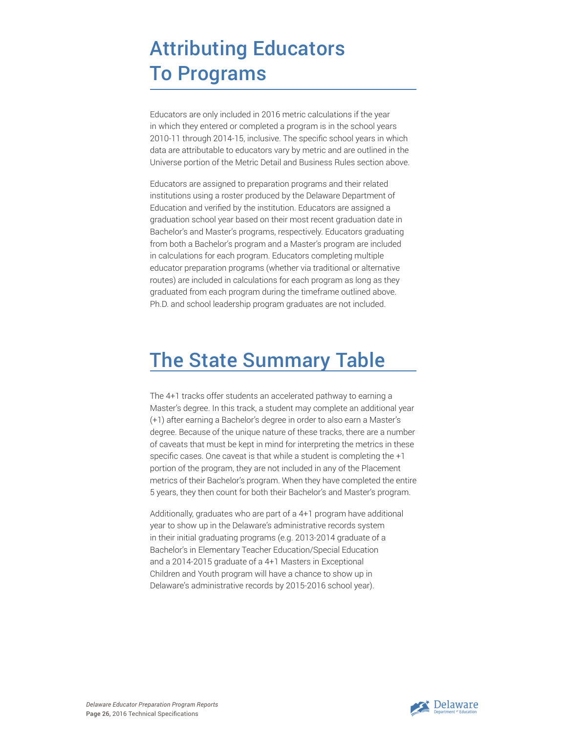# Attributing Educators To Programs

Educators are only included in 2016 metric calculations if the year in which they entered or completed a program is in the school years 2010-11 through 2014-15, inclusive. The specific school years in which data are attributable to educators vary by metric and are outlined in the Universe portion of the Metric Detail and Business Rules section above.

Educators are assigned to preparation programs and their related institutions using a roster produced by the Delaware Department of Education and verified by the institution. Educators are assigned a graduation school year based on their most recent graduation date in Bachelor's and Master's programs, respectively. Educators graduating from both a Bachelor's program and a Master's program are included in calculations for each program. Educators completing multiple educator preparation programs (whether via traditional or alternative routes) are included in calculations for each program as long as they graduated from each program during the timeframe outlined above. Ph.D. and school leadership program graduates are not included.

# The State Summary Table

The 4+1 tracks offer students an accelerated pathway to earning a Master's degree. In this track, a student may complete an additional year (+1) after earning a Bachelor's degree in order to also earn a Master's degree. Because of the unique nature of these tracks, there are a number of caveats that must be kept in mind for interpreting the metrics in these specific cases. One caveat is that while a student is completing the +1 portion of the program, they are not included in any of the Placement metrics of their Bachelor's program. When they have completed the entire 5 years, they then count for both their Bachelor's and Master's program.

Additionally, graduates who are part of a 4+1 program have additional year to show up in the Delaware's administrative records system in their initial graduating programs (e.g. 2013-2014 graduate of a Bachelor's in Elementary Teacher Education/Special Education and a 2014-2015 graduate of a 4+1 Masters in Exceptional Children and Youth program will have a chance to show up in Delaware's administrative records by 2015-2016 school year).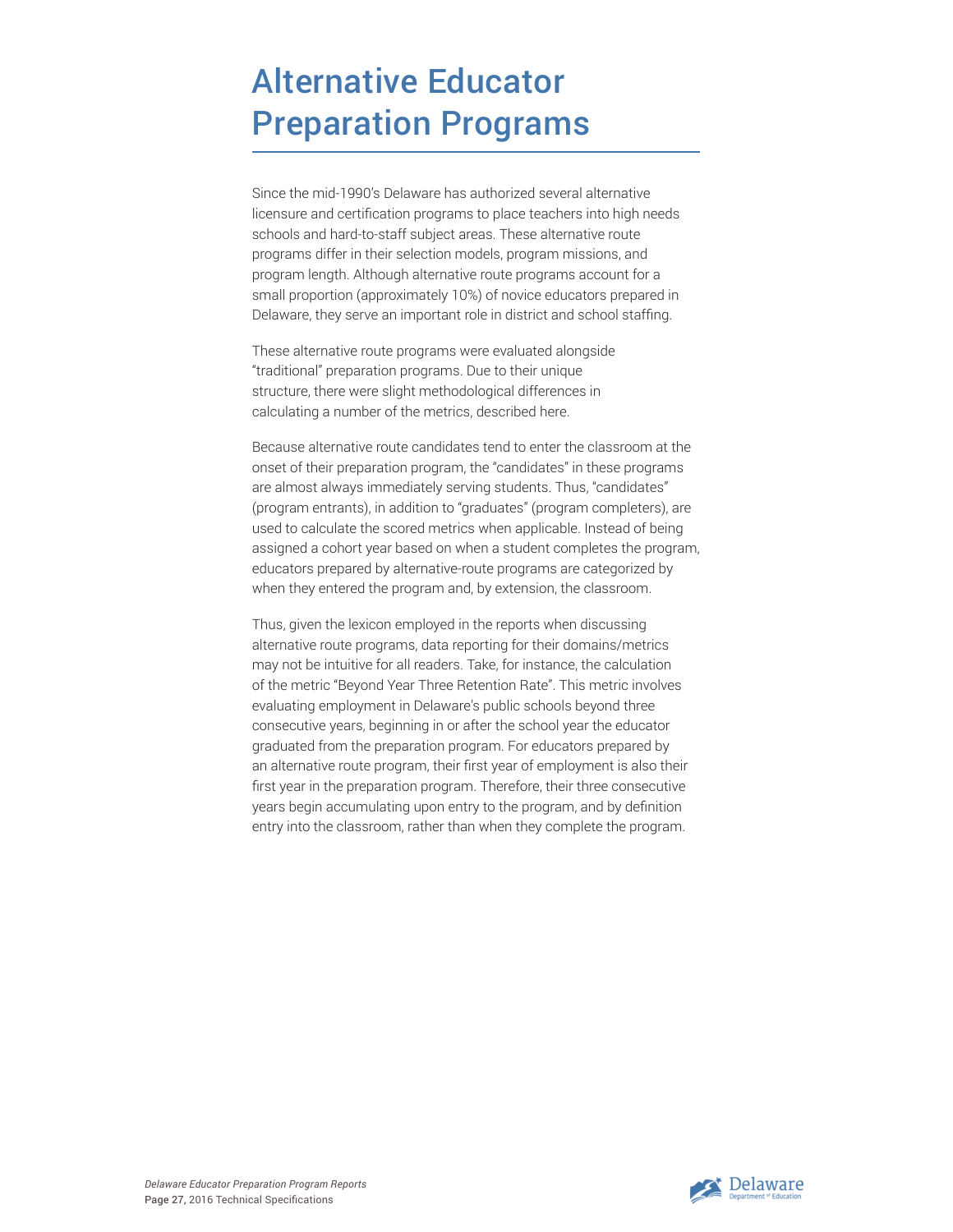# Alternative Educator Preparation Programs

Since the mid-1990's Delaware has authorized several alternative licensure and certification programs to place teachers into high needs schools and hard-to-staff subject areas. These alternative route programs differ in their selection models, program missions, and program length. Although alternative route programs account for a small proportion (approximately 10%) of novice educators prepared in Delaware, they serve an important role in district and school staffing.

These alternative route programs were evaluated alongside "traditional" preparation programs. Due to their unique structure, there were slight methodological differences in calculating a number of the metrics, described here.

Because alternative route candidates tend to enter the classroom at the onset of their preparation program, the "candidates" in these programs are almost always immediately serving students. Thus, "candidates" (program entrants), in addition to "graduates" (program completers), are used to calculate the scored metrics when applicable. Instead of being assigned a cohort year based on when a student completes the program, educators prepared by alternative-route programs are categorized by when they entered the program and, by extension, the classroom.

Thus, given the lexicon employed in the reports when discussing alternative route programs, data reporting for their domains/metrics may not be intuitive for all readers. Take, for instance, the calculation of the metric "Beyond Year Three Retention Rate". This metric involves evaluating employment in Delaware's public schools beyond three consecutive years, beginning in or after the school year the educator graduated from the preparation program. For educators prepared by an alternative route program, their first year of employment is also their first year in the preparation program. Therefore, their three consecutive years begin accumulating upon entry to the program, and by definition entry into the classroom, rather than when they complete the program.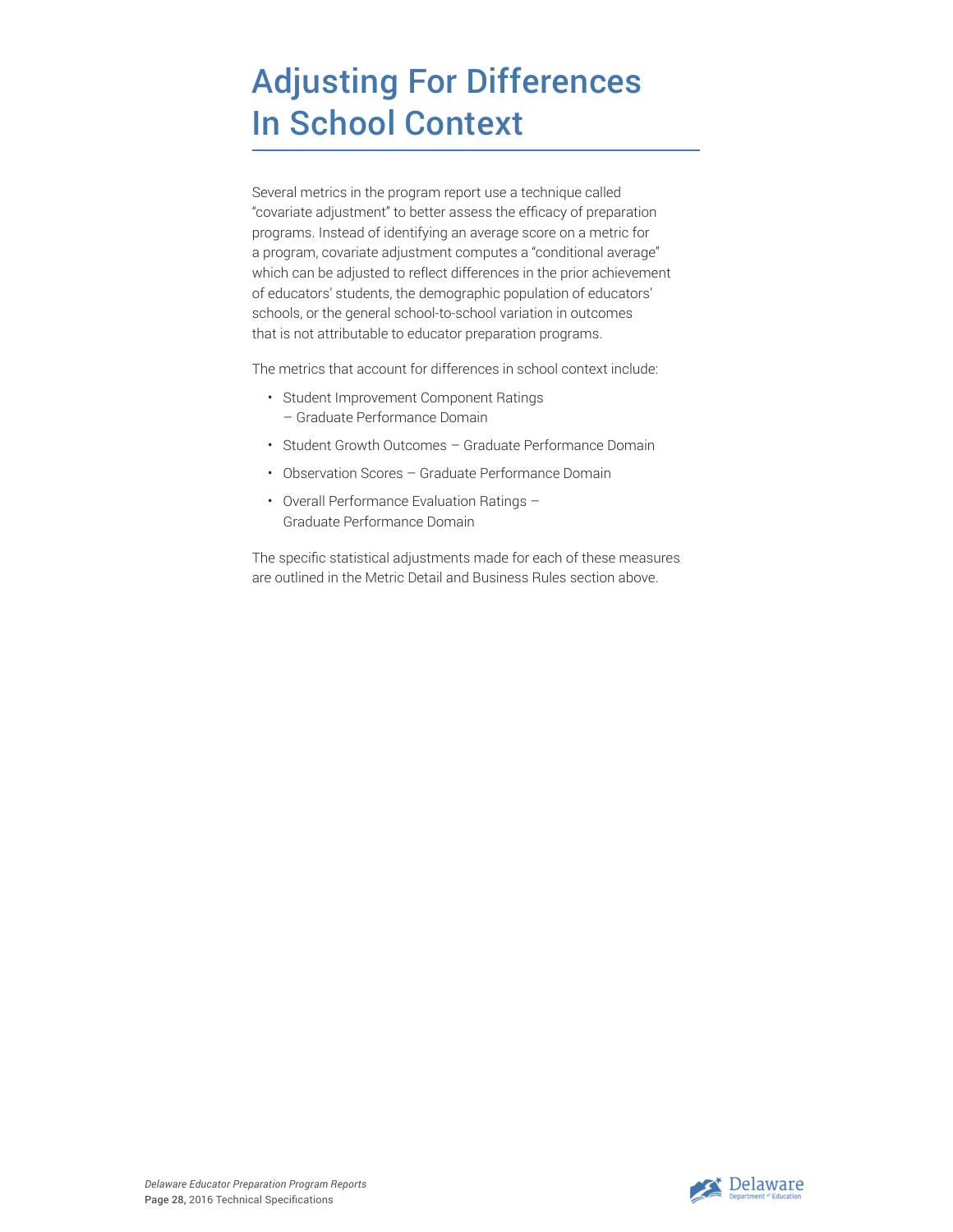# Adjusting For Differences In School Context

Several metrics in the program report use a technique called "covariate adjustment" to better assess the efficacy of preparation programs. Instead of identifying an average score on a metric for a program, covariate adjustment computes a "conditional average" which can be adjusted to reflect differences in the prior achievement of educators' students, the demographic population of educators' schools, or the general school-to-school variation in outcomes that is not attributable to educator preparation programs.

The metrics that account for differences in school context include:

- Student Improvement Component Ratings – Graduate Performance Domain
- Student Growth Outcomes – Graduate Performance Domain
- Observation Scores – Graduate Performance Domain
- Overall Performance Evaluation Ratings – Graduate Performance Domain

The specific statistical adjustments made for each of these measures are outlined in the Metric Detail and Business Rules section above.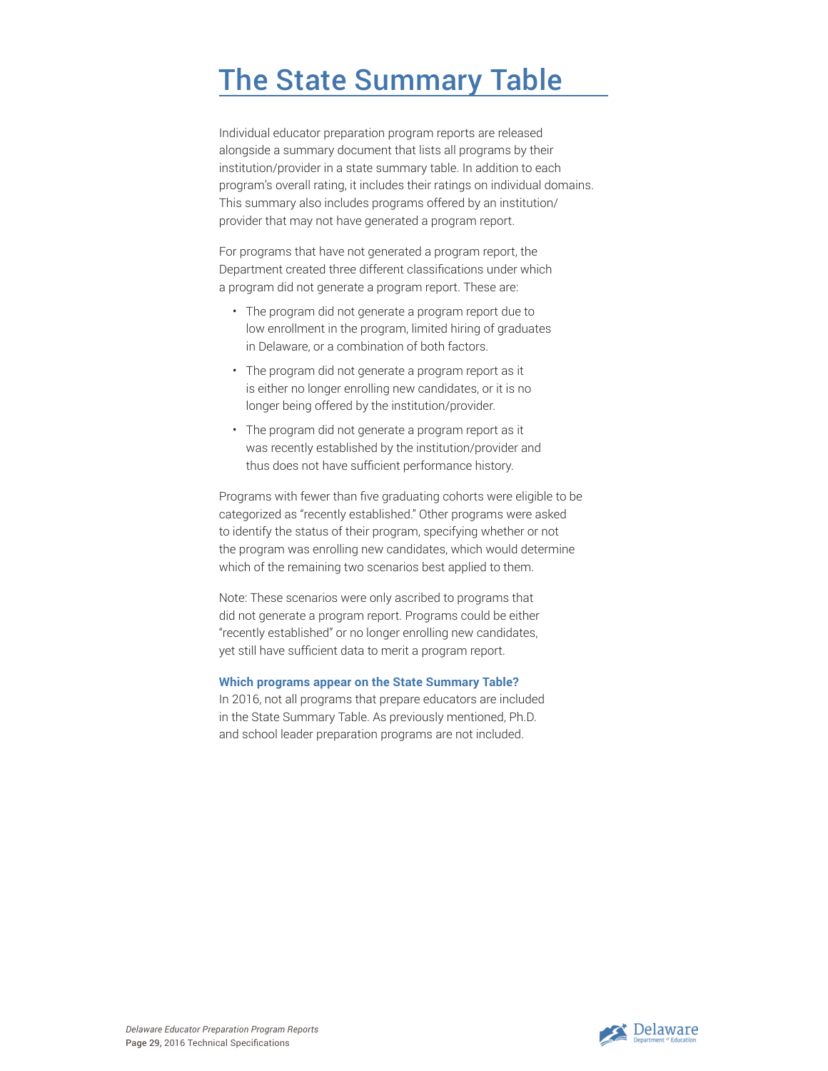# The State Summary Table

Individual educator preparation program reports are released alongside a summary document that lists all programs by their institution/provider in a state summary table. In addition to each program's overall rating, it includes their ratings on individual domains. This summary also includes programs offered by an institution/provider that may not have generated a program report.

For programs that have not generated a program report, the Department created three different classifications under which a program did not generate a program report. These are:

- The program did not generate a program report due to low enrollment in the program, limited hiring of graduates in Delaware, or a combination of both factors.
- The program did not generate a program report as it is either no longer enrolling new candidates, or it is no longer being offered by the institution/provider.
- The program did not generate a program report as it was recently established by the institution/provider and thus does not have sufficient performance history.

Programs with fewer than five graduating cohorts were eligible to be categorized as "recently established." Other programs were asked to identify the status of their program, specifying whether or not the program was enrolling new candidates, which would determine which of the remaining two scenarios best applied to them.

Note: These scenarios were only ascribed to programs that did not generate a program report. Programs could be either "recently established" or no longer enrolling new candidates, yet still have sufficient data to merit a program report.

**Which programs appear on the State Summary Table?**

In 2016, not all programs that prepare educators are included in the State Summary Table. As previously mentioned, Ph.D. and school leader preparation programs are not included.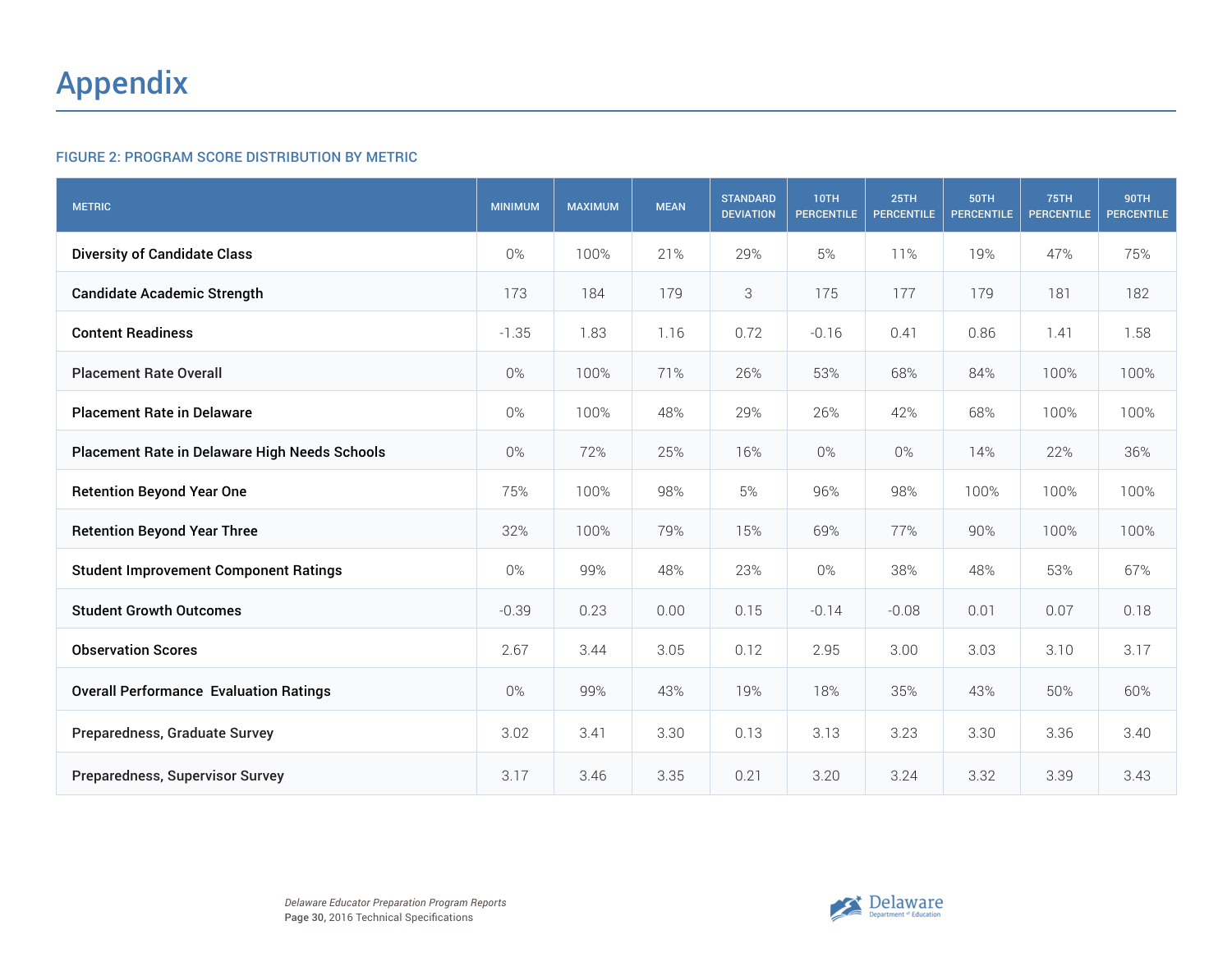# Appendix

### FIGURE 2: PROGRAM SCORE DISTRIBUTION BY METRIC

| METRIC | MINIMUM | MAXIMUM | MEAN | STANDARD DEVIATION | 10TH PERCENTILE | 25TH PERCENTILE | 50TH PERCENTILE | 75TH PERCENTILE | 90TH PERCENTILE |
|---|---|---|---|---|---|---|---|---|---|
| **Diversity of Candidate Class** | 0% | 100% | 21% | 29% | 5% | 11% | 19% | 47% | 75% |
| **Candidate Academic Strength** | 173 | 184 | 179 | 3 | 175 | 177 | 179 | 181 | 182 |
| **Content Readiness** | -1.35 | 1.83 | 1.16 | 0.72 | -0.16 | 0.41 | 0.86 | 1.41 | 1.58 |
| **Placement Rate Overall** | 0% | 100% | 71% | 26% | 53% | 68% | 84% | 100% | 100% |
| **Placement Rate in Delaware** | 0% | 100% | 48% | 29% | 26% | 42% | 68% | 100% | 100% |
| **Placement Rate in Delaware High Needs Schools** | 0% | 72% | 25% | 16% | 0% | 0% | 14% | 22% | 36% |
| **Retention Beyond Year One** | 75% | 100% | 98% | 5% | 96% | 98% | 100% | 100% | 100% |
| **Retention Beyond Year Three** | 32% | 100% | 79% | 15% | 69% | 77% | 90% | 100% | 100% |
| **Student Improvement Component Ratings** | 0% | 99% | 48% | 23% | 0% | 38% | 48% | 53% | 67% |
| **Student Growth Outcomes** | -0.39 | 0.23 | 0.00 | 0.15 | -0.14 | -0.08 | 0.01 | 0.07 | 0.18 |
| **Observation Scores** | 2.67 | 3.44 | 3.05 | 0.12 | 2.95 | 3.00 | 3.03 | 3.10 | 3.17 |
| **Overall Performance Evaluation Ratings** | 0% | 99% | 43% | 19% | 18% | 35% | 43% | 50% | 60% |
| **Preparedness, Graduate Survey** | 3.02 | 3.41 | 3.30 | 0.13 | 3.13 | 3.23 | 3.30 | 3.36 | 3.40 |
| **Preparedness, Supervisor Survey** | 3.17 | 3.46 | 3.35 | 0.21 | 3.20 | 3.24 | 3.32 | 3.39 | 3.43 |